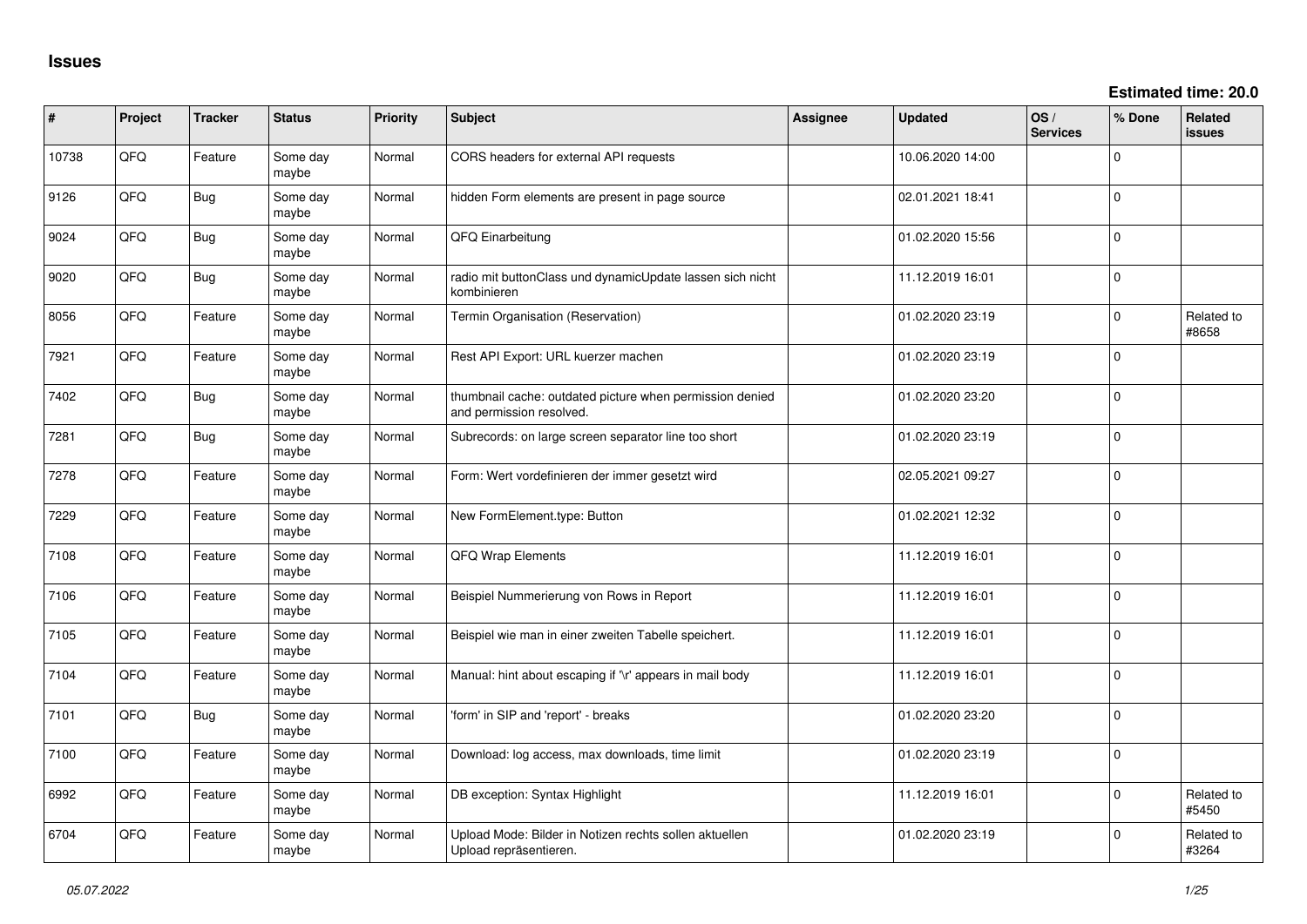# Issues

**Estimated time: 20.0**

| # | Project | Tracker | Status | Priority | Subject | Assignee | Updated | OS / Services | % Done | Related issues |
|---|---|---|---|---|---|---|---|---|---|---|
| 10738 | QFQ | Feature | Some day maybe | Normal | CORS headers for external API requests | | 10.06.2020 14:00 | | 0 | |
| 9126 | QFQ | Bug | Some day maybe | Normal | hidden Form elements are present in page source | | 02.01.2021 18:41 | | 0 | |
| 9024 | QFQ | Bug | Some day maybe | Normal | QFQ Einarbeitung | | 01.02.2020 15:56 | | 0 | |
| 9020 | QFQ | Bug | Some day maybe | Normal | radio mit buttonClass und dynamicUpdate lassen sich nicht kombinieren | | 11.12.2019 16:01 | | 0 | |
| 8056 | QFQ | Feature | Some day maybe | Normal | Termin Organisation (Reservation) | | 01.02.2020 23:19 | | 0 | Related to #8658 |
| 7921 | QFQ | Feature | Some day maybe | Normal | Rest API Export: URL kuerzer machen | | 01.02.2020 23:19 | | 0 | |
| 7402 | QFQ | Bug | Some day maybe | Normal | thumbnail cache: outdated picture when permission denied and permission resolved. | | 01.02.2020 23:20 | | 0 | |
| 7281 | QFQ | Bug | Some day maybe | Normal | Subrecords: on large screen separator line too short | | 01.02.2020 23:19 | | 0 | |
| 7278 | QFQ | Feature | Some day maybe | Normal | Form: Wert vordefinieren der immer gesetzt wird | | 02.05.2021 09:27 | | 0 | |
| 7229 | QFQ | Feature | Some day maybe | Normal | New FormElement.type: Button | | 01.02.2021 12:32 | | 0 | |
| 7108 | QFQ | Feature | Some day maybe | Normal | QFQ Wrap Elements | | 11.12.2019 16:01 | | 0 | |
| 7106 | QFQ | Feature | Some day maybe | Normal | Beispiel Nummerierung von Rows in Report | | 11.12.2019 16:01 | | 0 | |
| 7105 | QFQ | Feature | Some day maybe | Normal | Beispiel wie man in einer zweiten Tabelle speichert. | | 11.12.2019 16:01 | | 0 | |
| 7104 | QFQ | Feature | Some day maybe | Normal | Manual: hint about escaping if '\r' appears in mail body | | 11.12.2019 16:01 | | 0 | |
| 7101 | QFQ | Bug | Some day maybe | Normal | 'form' in SIP and 'report' - breaks | | 01.02.2020 23:20 | | 0 | |
| 7100 | QFQ | Feature | Some day maybe | Normal | Download: log access, max downloads, time limit | | 01.02.2020 23:19 | | 0 | |
| 6992 | QFQ | Feature | Some day maybe | Normal | DB exception: Syntax Highlight | | 11.12.2019 16:01 | | 0 | Related to #5450 |
| 6704 | QFQ | Feature | Some day maybe | Normal | Upload Mode: Bilder in Notizen rechts sollen aktuellen Upload repräsentieren. | | 01.02.2020 23:19 | | 0 | Related to #3264 |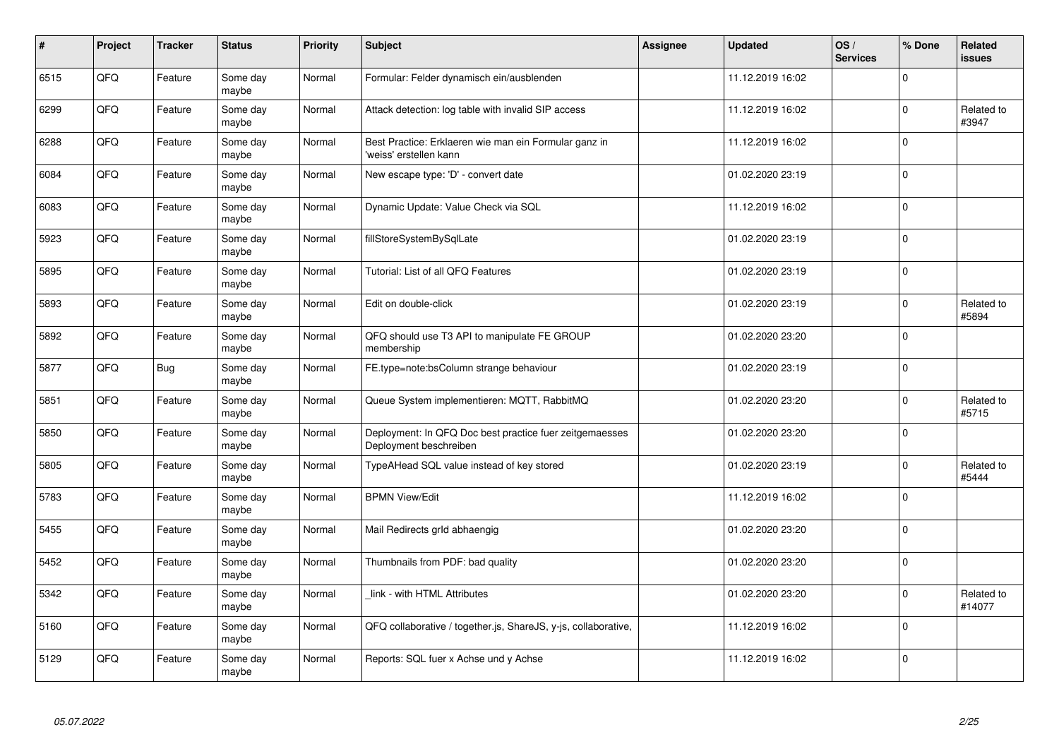| # | Project | Tracker | Status | Priority | Subject | Assignee | Updated | OS / Services | % Done | Related issues |
|---|---|---|---|---|---|---|---|---|---|---|
| 6515 | QFQ | Feature | Some day maybe | Normal | Formular: Felder dynamisch ein/ausblenden | | 11.12.2019 16:02 | | 0 | |
| 6299 | QFQ | Feature | Some day maybe | Normal | Attack detection: log table with invalid SIP access | | 11.12.2019 16:02 | | 0 | Related to #3947 |
| 6288 | QFQ | Feature | Some day maybe | Normal | Best Practice: Erklaeren wie man ein Formular ganz in 'weiss' erstellen kann | | 11.12.2019 16:02 | | 0 | |
| 6084 | QFQ | Feature | Some day maybe | Normal | New escape type: 'D' - convert date | | 01.02.2020 23:19 | | 0 | |
| 6083 | QFQ | Feature | Some day maybe | Normal | Dynamic Update: Value Check via SQL | | 11.12.2019 16:02 | | 0 | |
| 5923 | QFQ | Feature | Some day maybe | Normal | fillStoreSystemBySqlLate | | 01.02.2020 23:19 | | 0 | |
| 5895 | QFQ | Feature | Some day maybe | Normal | Tutorial: List of all QFQ Features | | 01.02.2020 23:19 | | 0 | |
| 5893 | QFQ | Feature | Some day maybe | Normal | Edit on double-click | | 01.02.2020 23:19 | | 0 | Related to #5894 |
| 5892 | QFQ | Feature | Some day maybe | Normal | QFQ should use T3 API to manipulate FE GROUP membership | | 01.02.2020 23:20 | | 0 | |
| 5877 | QFQ | Bug | Some day maybe | Normal | FE.type=note:bsColumn strange behaviour | | 01.02.2020 23:19 | | 0 | |
| 5851 | QFQ | Feature | Some day maybe | Normal | Queue System implementieren: MQTT, RabbitMQ | | 01.02.2020 23:20 | | 0 | Related to #5715 |
| 5850 | QFQ | Feature | Some day maybe | Normal | Deployment: In QFQ Doc best practice fuer zeitgemaesses Deployment beschreiben | | 01.02.2020 23:20 | | 0 | |
| 5805 | QFQ | Feature | Some day maybe | Normal | TypeAHead SQL value instead of key stored | | 01.02.2020 23:19 | | 0 | Related to #5444 |
| 5783 | QFQ | Feature | Some day maybe | Normal | BPMN View/Edit | | 11.12.2019 16:02 | | 0 | |
| 5455 | QFQ | Feature | Some day maybe | Normal | Mail Redirects grId abhaengig | | 01.02.2020 23:20 | | 0 | |
| 5452 | QFQ | Feature | Some day maybe | Normal | Thumbnails from PDF: bad quality | | 01.02.2020 23:20 | | 0 | |
| 5342 | QFQ | Feature | Some day maybe | Normal | _link - with HTML Attributes | | 01.02.2020 23:20 | | 0 | Related to #14077 |
| 5160 | QFQ | Feature | Some day maybe | Normal | QFQ collaborative / together.js, ShareJS, y-js, collaborative, | | 11.12.2019 16:02 | | 0 | |
| 5129 | QFQ | Feature | Some day maybe | Normal | Reports: SQL fuer x Achse und y Achse | | 11.12.2019 16:02 | | 0 | |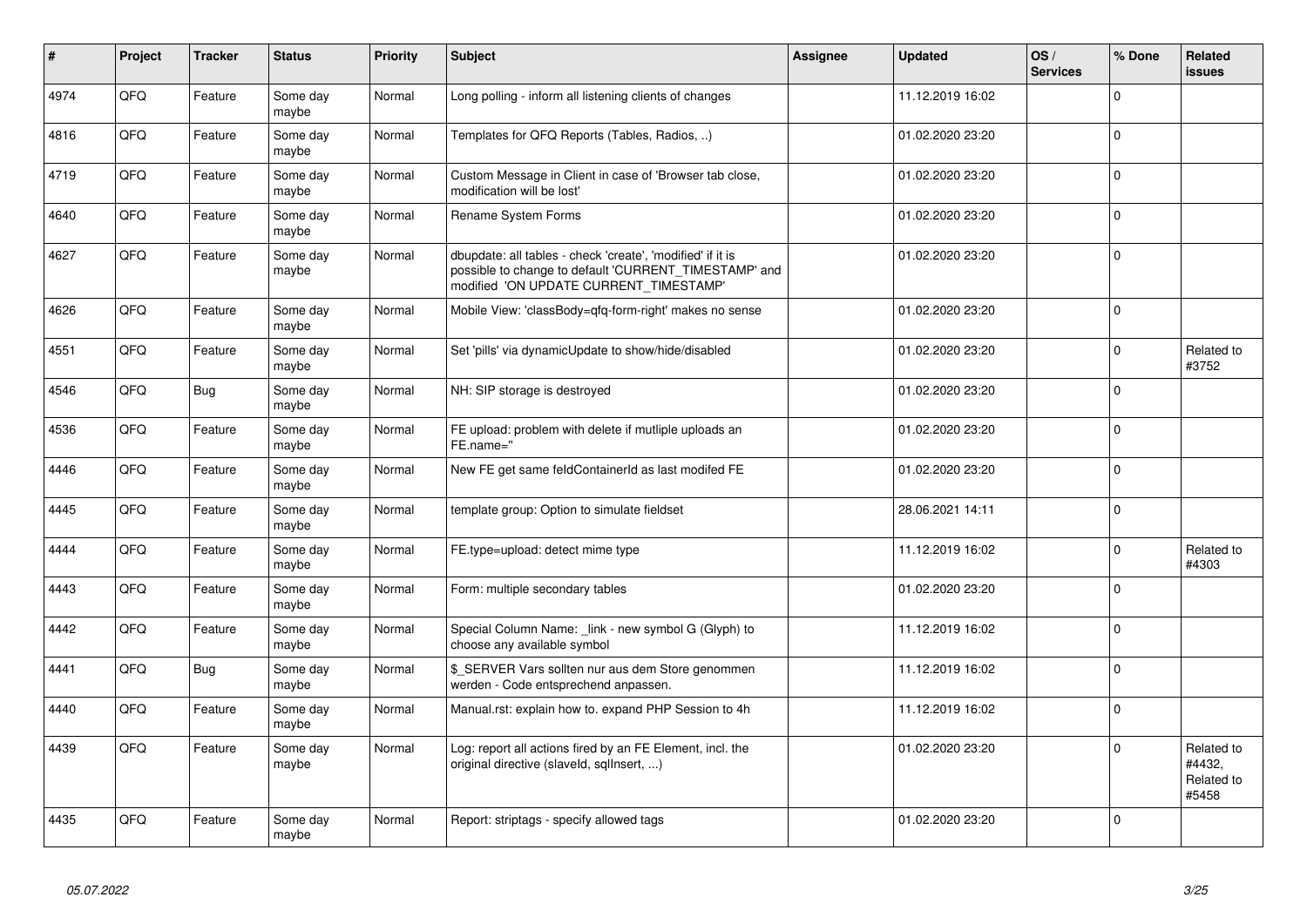| # | Project | Tracker | Status | Priority | Subject | Assignee | Updated | OS / Services | % Done | Related issues |
|---|---|---|---|---|---|---|---|---|---|---|
| 4974 | QFQ | Feature | Some day maybe | Normal | Long polling - inform all listening clients of changes | | 11.12.2019 16:02 | | 0 | |
| 4816 | QFQ | Feature | Some day maybe | Normal | Templates for QFQ Reports (Tables, Radios, ..) | | 01.02.2020 23:20 | | 0 | |
| 4719 | QFQ | Feature | Some day maybe | Normal | Custom Message in Client in case of 'Browser tab close, modification will be lost' | | 01.02.2020 23:20 | | 0 | |
| 4640 | QFQ | Feature | Some day maybe | Normal | Rename System Forms | | 01.02.2020 23:20 | | 0 | |
| 4627 | QFQ | Feature | Some day maybe | Normal | dbupdate: all tables - check 'create', 'modified' if it is possible to change to default 'CURRENT_TIMESTAMP' and modified 'ON UPDATE CURRENT_TIMESTAMP' | | 01.02.2020 23:20 | | 0 | |
| 4626 | QFQ | Feature | Some day maybe | Normal | Mobile View: 'classBody=qfq-form-right' makes no sense | | 01.02.2020 23:20 | | 0 | |
| 4551 | QFQ | Feature | Some day maybe | Normal | Set 'pills' via dynamicUpdate to show/hide/disabled | | 01.02.2020 23:20 | | 0 | Related to #3752 |
| 4546 | QFQ | Bug | Some day maybe | Normal | NH: SIP storage is destroyed | | 01.02.2020 23:20 | | 0 | |
| 4536 | QFQ | Feature | Some day maybe | Normal | FE upload: problem with delete if mutliple uploads an FE.name='' | | 01.02.2020 23:20 | | 0 | |
| 4446 | QFQ | Feature | Some day maybe | Normal | New FE get same feldContainerId as last modifed FE | | 01.02.2020 23:20 | | 0 | |
| 4445 | QFQ | Feature | Some day maybe | Normal | template group: Option to simulate fieldset | | 28.06.2021 14:11 | | 0 | |
| 4444 | QFQ | Feature | Some day maybe | Normal | FE.type=upload: detect mime type | | 11.12.2019 16:02 | | 0 | Related to #4303 |
| 4443 | QFQ | Feature | Some day maybe | Normal | Form: multiple secondary tables | | 01.02.2020 23:20 | | 0 | |
| 4442 | QFQ | Feature | Some day maybe | Normal | Special Column Name: _link - new symbol G (Glyph) to choose any available symbol | | 11.12.2019 16:02 | | 0 | |
| 4441 | QFQ | Bug | Some day maybe | Normal | $_SERVER Vars sollten nur aus dem Store genommen werden - Code entsprechend anpassen. | | 11.12.2019 16:02 | | 0 | |
| 4440 | QFQ | Feature | Some day maybe | Normal | Manual.rst: explain how to. expand PHP Session to 4h | | 11.12.2019 16:02 | | 0 | |
| 4439 | QFQ | Feature | Some day maybe | Normal | Log: report all actions fired by an FE Element, incl. the original directive (slaveId, sqlInsert, ...) | | 01.02.2020 23:20 | | 0 | Related to #4432, Related to #5458 |
| 4435 | QFQ | Feature | Some day maybe | Normal | Report: striptags - specify allowed tags | | 01.02.2020 23:20 | | 0 | |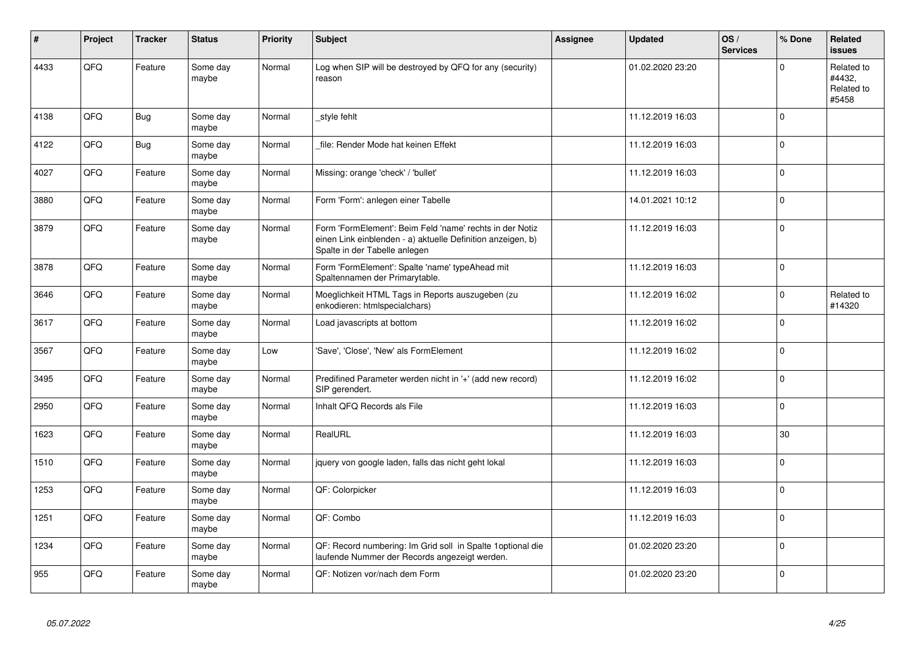| # | Project | Tracker | Status | Priority | Subject | Assignee | Updated | OS / Services | % Done | Related issues |
|---|---|---|---|---|---|---|---|---|---|---|
| 4433 | QFQ | Feature | Some day maybe | Normal | Log when SIP will be destroyed by QFQ for any (security) reason | | 01.02.2020 23:20 | | 0 | Related to #4432, Related to #5458 |
| 4138 | QFQ | Bug | Some day maybe | Normal | _style fehlt | | 11.12.2019 16:03 | | 0 | |
| 4122 | QFQ | Bug | Some day maybe | Normal | _file: Render Mode hat keinen Effekt | | 11.12.2019 16:03 | | 0 | |
| 4027 | QFQ | Feature | Some day maybe | Normal | Missing: orange 'check' / 'bullet' | | 11.12.2019 16:03 | | 0 | |
| 3880 | QFQ | Feature | Some day maybe | Normal | Form 'Form': anlegen einer Tabelle | | 14.01.2021 10:12 | | 0 | |
| 3879 | QFQ | Feature | Some day maybe | Normal | Form 'FormElement': Beim Feld 'name' rechts in der Notiz einen Link einblenden - a) aktuelle Definition anzeigen, b) Spalte in der Tabelle anlegen | | 11.12.2019 16:03 | | 0 | |
| 3878 | QFQ | Feature | Some day maybe | Normal | Form 'FormElement': Spalte 'name' typeAhead mit Spaltennamen der Primarytable. | | 11.12.2019 16:03 | | 0 | |
| 3646 | QFQ | Feature | Some day maybe | Normal | Moeglichkeit HTML Tags in Reports auszugeben (zu enkodieren: htmlspecialchars) | | 11.12.2019 16:02 | | 0 | Related to #14320 |
| 3617 | QFQ | Feature | Some day maybe | Normal | Load javascripts at bottom | | 11.12.2019 16:02 | | 0 | |
| 3567 | QFQ | Feature | Some day maybe | Low | 'Save', 'Close', 'New' als FormElement | | 11.12.2019 16:02 | | 0 | |
| 3495 | QFQ | Feature | Some day maybe | Normal | Predifined Parameter werden nicht in '+' (add new record) SIP gerendert. | | 11.12.2019 16:02 | | 0 | |
| 2950 | QFQ | Feature | Some day maybe | Normal | Inhalt QFQ Records als File | | 11.12.2019 16:03 | | 0 | |
| 1623 | QFQ | Feature | Some day maybe | Normal | RealURL | | 11.12.2019 16:03 | | 30 | |
| 1510 | QFQ | Feature | Some day maybe | Normal | jquery von google laden, falls das nicht geht lokal | | 11.12.2019 16:03 | | 0 | |
| 1253 | QFQ | Feature | Some day maybe | Normal | QF: Colorpicker | | 11.12.2019 16:03 | | 0 | |
| 1251 | QFQ | Feature | Some day maybe | Normal | QF: Combo | | 11.12.2019 16:03 | | 0 | |
| 1234 | QFQ | Feature | Some day maybe | Normal | QF: Record numbering: Im Grid soll in Spalte 1optional die laufende Nummer der Records angezeigt werden. | | 01.02.2020 23:20 | | 0 | |
| 955 | QFQ | Feature | Some day maybe | Normal | QF: Notizen vor/nach dem Form | | 01.02.2020 23:20 | | 0 | |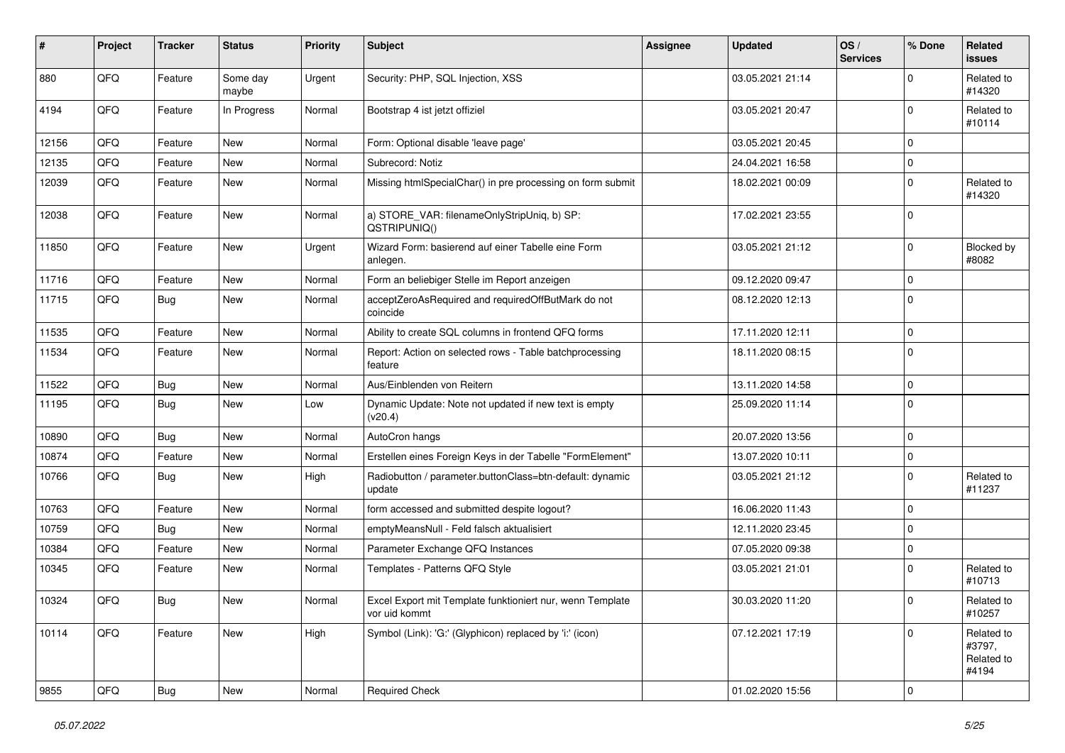| # | Project | Tracker | Status | Priority | Subject | Assignee | Updated | OS / Services | % Done | Related issues |
|---|---|---|---|---|---|---|---|---|---|---|
| 880 | QFQ | Feature | Some day maybe | Urgent | Security: PHP, SQL Injection, XSS | | 03.05.2021 21:14 | | 0 | Related to #14320 |
| 4194 | QFQ | Feature | In Progress | Normal | Bootstrap 4 ist jetzt offiziel | | 03.05.2021 20:47 | | 0 | Related to #10114 |
| 12156 | QFQ | Feature | New | Normal | Form: Optional disable 'leave page' | | 03.05.2021 20:45 | | 0 | |
| 12135 | QFQ | Feature | New | Normal | Subrecord: Notiz | | 24.04.2021 16:58 | | 0 | |
| 12039 | QFQ | Feature | New | Normal | Missing htmlSpecialChar() in pre processing on form submit | | 18.02.2021 00:09 | | 0 | Related to #14320 |
| 12038 | QFQ | Feature | New | Normal | a) STORE_VAR: filenameOnlyStripUniq, b) SP: QSTRIPUNIQ() | | 17.02.2021 23:55 | | 0 | |
| 11850 | QFQ | Feature | New | Urgent | Wizard Form: basierend auf einer Tabelle eine Form anlegen. | | 03.05.2021 21:12 | | 0 | Blocked by #8082 |
| 11716 | QFQ | Feature | New | Normal | Form an beliebiger Stelle im Report anzeigen | | 09.12.2020 09:47 | | 0 | |
| 11715 | QFQ | Bug | New | Normal | acceptZeroAsRequired and requiredOffButMark do not coincide | | 08.12.2020 12:13 | | 0 | |
| 11535 | QFQ | Feature | New | Normal | Ability to create SQL columns in frontend QFQ forms | | 17.11.2020 12:11 | | 0 | |
| 11534 | QFQ | Feature | New | Normal | Report: Action on selected rows - Table batchprocessing feature | | 18.11.2020 08:15 | | 0 | |
| 11522 | QFQ | Bug | New | Normal | Aus/Einblenden von Reitern | | 13.11.2020 14:58 | | 0 | |
| 11195 | QFQ | Bug | New | Low | Dynamic Update: Note not updated if new text is empty (v20.4) | | 25.09.2020 11:14 | | 0 | |
| 10890 | QFQ | Bug | New | Normal | AutoCron hangs | | 20.07.2020 13:56 | | 0 | |
| 10874 | QFQ | Feature | New | Normal | Erstellen eines Foreign Keys in der Tabelle "FormElement" | | 13.07.2020 10:11 | | 0 | |
| 10766 | QFQ | Bug | New | High | Radiobutton / parameter.buttonClass=btn-default: dynamic update | | 03.05.2021 21:12 | | 0 | Related to #11237 |
| 10763 | QFQ | Feature | New | Normal | form accessed and submitted despite logout? | | 16.06.2020 11:43 | | 0 | |
| 10759 | QFQ | Bug | New | Normal | emptyMeansNull - Feld falsch aktualisiert | | 12.11.2020 23:45 | | 0 | |
| 10384 | QFQ | Feature | New | Normal | Parameter Exchange QFQ Instances | | 07.05.2020 09:38 | | 0 | |
| 10345 | QFQ | Feature | New | Normal | Templates - Patterns QFQ Style | | 03.05.2021 21:01 | | 0 | Related to #10713 |
| 10324 | QFQ | Bug | New | Normal | Excel Export mit Template funktioniert nur, wenn Template vor uid kommt | | 30.03.2020 11:20 | | 0 | Related to #10257 |
| 10114 | QFQ | Feature | New | High | Symbol (Link): 'G:' (Glyphicon) replaced by 'i:' (icon) | | 07.12.2021 17:19 | | 0 | Related to #3797, Related to #4194 |
| 9855 | QFQ | Bug | New | Normal | Required Check | | 01.02.2020 15:56 | | 0 | |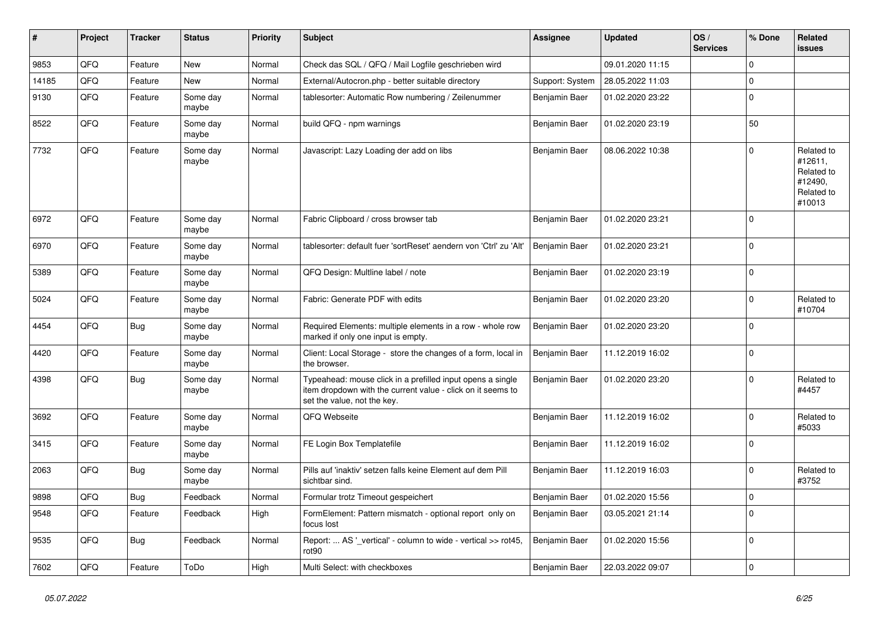| # | Project | Tracker | Status | Priority | Subject | Assignee | Updated | OS / Services | % Done | Related issues |
|---|---|---|---|---|---|---|---|---|---|---|
| 9853 | QFQ | Feature | New | Normal | Check das SQL / QFQ / Mail Logfile geschrieben wird | | 09.01.2020 11:15 | | 0 | |
| 14185 | QFQ | Feature | New | Normal | External/Autocron.php - better suitable directory | Support: System | 28.05.2022 11:03 | | 0 | |
| 9130 | QFQ | Feature | Some day maybe | Normal | tablesorter: Automatic Row numbering / Zeilenummer | Benjamin Baer | 01.02.2020 23:22 | | 0 | |
| 8522 | QFQ | Feature | Some day maybe | Normal | build QFQ - npm warnings | Benjamin Baer | 01.02.2020 23:19 | | 50 | |
| 7732 | QFQ | Feature | Some day maybe | Normal | Javascript: Lazy Loading der add on libs | Benjamin Baer | 08.06.2022 10:38 | | 0 | Related to #12611, Related to #12490, Related to #10013 |
| 6972 | QFQ | Feature | Some day maybe | Normal | Fabric Clipboard / cross browser tab | Benjamin Baer | 01.02.2020 23:21 | | 0 | |
| 6970 | QFQ | Feature | Some day maybe | Normal | tablesorter: default fuer 'sortReset' aendern von 'Ctrl' zu 'Alt' | Benjamin Baer | 01.02.2020 23:21 | | 0 | |
| 5389 | QFQ | Feature | Some day maybe | Normal | QFQ Design: Multline label / note | Benjamin Baer | 01.02.2020 23:19 | | 0 | |
| 5024 | QFQ | Feature | Some day maybe | Normal | Fabric: Generate PDF with edits | Benjamin Baer | 01.02.2020 23:20 | | 0 | Related to #10704 |
| 4454 | QFQ | Bug | Some day maybe | Normal | Required Elements: multiple elements in a row - whole row marked if only one input is empty. | Benjamin Baer | 01.02.2020 23:20 | | 0 | |
| 4420 | QFQ | Feature | Some day maybe | Normal | Client: Local Storage - store the changes of a form, local in the browser. | Benjamin Baer | 11.12.2019 16:02 | | 0 | |
| 4398 | QFQ | Bug | Some day maybe | Normal | Typeahead: mouse click in a prefilled input opens a single item dropdown with the current value - click on it seems to set the value, not the key. | Benjamin Baer | 01.02.2020 23:20 | | 0 | Related to #4457 |
| 3692 | QFQ | Feature | Some day maybe | Normal | QFQ Webseite | Benjamin Baer | 11.12.2019 16:02 | | 0 | Related to #5033 |
| 3415 | QFQ | Feature | Some day maybe | Normal | FE Login Box Templatefile | Benjamin Baer | 11.12.2019 16:02 | | 0 | |
| 2063 | QFQ | Bug | Some day maybe | Normal | Pills auf 'inaktiv' setzen falls keine Element auf dem Pill sichtbar sind. | Benjamin Baer | 11.12.2019 16:03 | | 0 | Related to #3752 |
| 9898 | QFQ | Bug | Feedback | Normal | Formular trotz Timeout gespeichert | Benjamin Baer | 01.02.2020 15:56 | | 0 | |
| 9548 | QFQ | Feature | Feedback | High | FormElement: Pattern mismatch - optional report only on focus lost | Benjamin Baer | 03.05.2021 21:14 | | 0 | |
| 9535 | QFQ | Bug | Feedback | Normal | Report: ... AS '_vertical' - column to wide - vertical >> rot45, rot90 | Benjamin Baer | 01.02.2020 15:56 | | 0 | |
| 7602 | QFQ | Feature | ToDo | High | Multi Select: with checkboxes | Benjamin Baer | 22.03.2022 09:07 | | 0 | |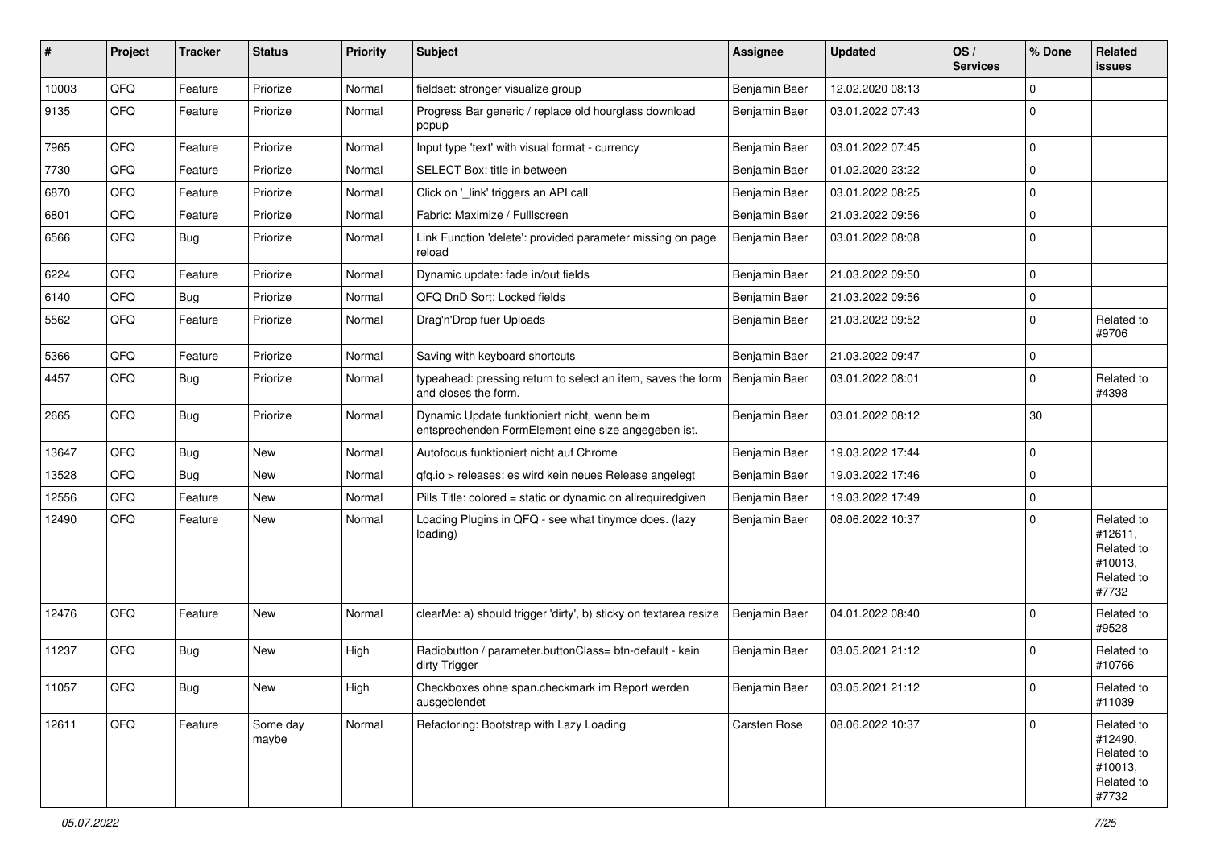| # | Project | Tracker | Status | Priority | Subject | Assignee | Updated | OS / Services | % Done | Related issues |
|---|---|---|---|---|---|---|---|---|---|---|
| 10003 | QFQ | Feature | Priorize | Normal | fieldset: stronger visualize group | Benjamin Baer | 12.02.2020 08:13 | | 0 | |
| 9135 | QFQ | Feature | Priorize | Normal | Progress Bar generic / replace old hourglass download popup | Benjamin Baer | 03.01.2022 07:43 | | 0 | |
| 7965 | QFQ | Feature | Priorize | Normal | Input type 'text' with visual format - currency | Benjamin Baer | 03.01.2022 07:45 | | 0 | |
| 7730 | QFQ | Feature | Priorize | Normal | SELECT Box: title in between | Benjamin Baer | 01.02.2020 23:22 | | 0 | |
| 6870 | QFQ | Feature | Priorize | Normal | Click on '_link' triggers an API call | Benjamin Baer | 03.01.2022 08:25 | | 0 | |
| 6801 | QFQ | Feature | Priorize | Normal | Fabric: Maximize / Fulllscreen | Benjamin Baer | 21.03.2022 09:56 | | 0 | |
| 6566 | QFQ | Bug | Priorize | Normal | Link Function 'delete': provided parameter missing on page reload | Benjamin Baer | 03.01.2022 08:08 | | 0 | |
| 6224 | QFQ | Feature | Priorize | Normal | Dynamic update: fade in/out fields | Benjamin Baer | 21.03.2022 09:50 | | 0 | |
| 6140 | QFQ | Bug | Priorize | Normal | QFQ DnD Sort: Locked fields | Benjamin Baer | 21.03.2022 09:56 | | 0 | |
| 5562 | QFQ | Feature | Priorize | Normal | Drag'n'Drop fuer Uploads | Benjamin Baer | 21.03.2022 09:52 | | 0 | Related to #9706 |
| 5366 | QFQ | Feature | Priorize | Normal | Saving with keyboard shortcuts | Benjamin Baer | 21.03.2022 09:47 | | 0 | |
| 4457 | QFQ | Bug | Priorize | Normal | typeahead: pressing return to select an item, saves the form and closes the form. | Benjamin Baer | 03.01.2022 08:01 | | 0 | Related to #4398 |
| 2665 | QFQ | Bug | Priorize | Normal | Dynamic Update funktioniert nicht, wenn beim entsprechenden FormElement eine size angegeben ist. | Benjamin Baer | 03.01.2022 08:12 | | 30 | |
| 13647 | QFQ | Bug | New | Normal | Autofocus funktioniert nicht auf Chrome | Benjamin Baer | 19.03.2022 17:44 | | 0 | |
| 13528 | QFQ | Bug | New | Normal | qfq.io > releases: es wird kein neues Release angelegt | Benjamin Baer | 19.03.2022 17:46 | | 0 | |
| 12556 | QFQ | Feature | New | Normal | Pills Title: colored = static or dynamic on allrequiredgiven | Benjamin Baer | 19.03.2022 17:49 | | 0 | |
| 12490 | QFQ | Feature | New | Normal | Loading Plugins in QFQ - see what tinymce does. (lazy loading) | Benjamin Baer | 08.06.2022 10:37 | | 0 | Related to #12611, Related to #10013, Related to #7732 |
| 12476 | QFQ | Feature | New | Normal | clearMe: a) should trigger 'dirty', b) sticky on textarea resize | Benjamin Baer | 04.01.2022 08:40 | | 0 | Related to #9528 |
| 11237 | QFQ | Bug | New | High | Radiobutton / parameter.buttonClass= btn-default - kein dirty Trigger | Benjamin Baer | 03.05.2021 21:12 | | 0 | Related to #10766 |
| 11057 | QFQ | Bug | New | High | Checkboxes ohne span.checkmark im Report werden ausgeblendet | Benjamin Baer | 03.05.2021 21:12 | | 0 | Related to #11039 |
| 12611 | QFQ | Feature | Some day maybe | Normal | Refactoring: Bootstrap with Lazy Loading | Carsten Rose | 08.06.2022 10:37 | | 0 | Related to #12490, Related to #10013, Related to #7732 |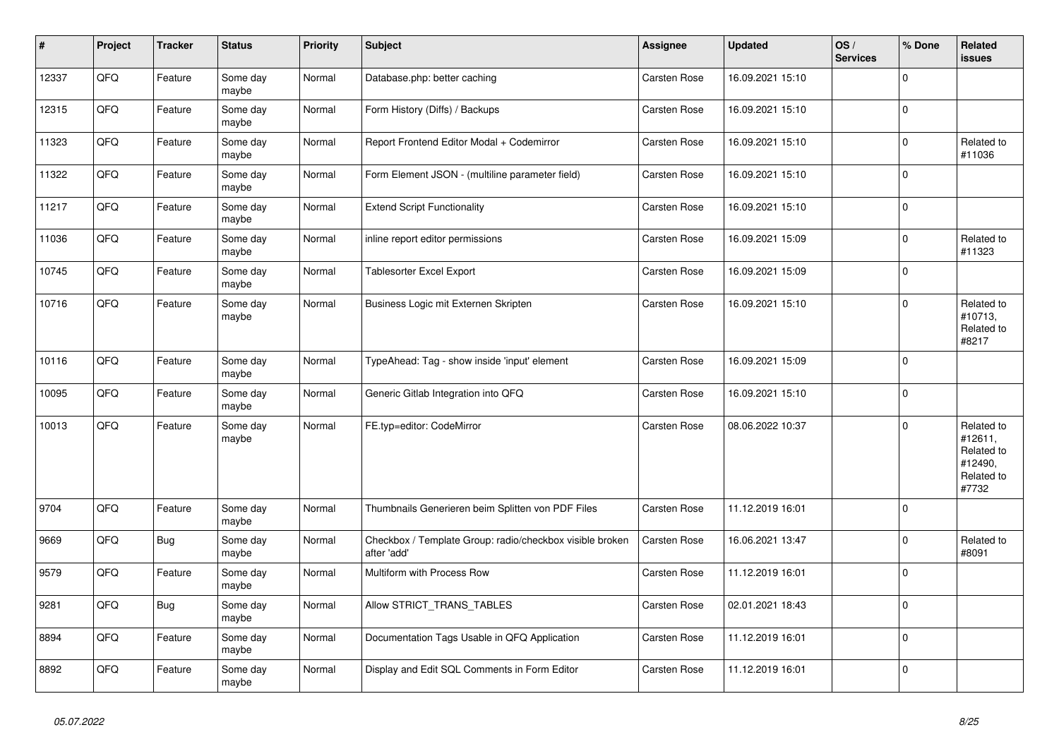| # | Project | Tracker | Status | Priority | Subject | Assignee | Updated | OS / Services | % Done | Related issues |
|---|---|---|---|---|---|---|---|---|---|---|
| 12337 | QFQ | Feature | Some day maybe | Normal | Database.php: better caching | Carsten Rose | 16.09.2021 15:10 | | 0 | |
| 12315 | QFQ | Feature | Some day maybe | Normal | Form History (Diffs) / Backups | Carsten Rose | 16.09.2021 15:10 | | 0 | |
| 11323 | QFQ | Feature | Some day maybe | Normal | Report Frontend Editor Modal + Codemirror | Carsten Rose | 16.09.2021 15:10 | | 0 | Related to #11036 |
| 11322 | QFQ | Feature | Some day maybe | Normal | Form Element JSON - (multiline parameter field) | Carsten Rose | 16.09.2021 15:10 | | 0 | |
| 11217 | QFQ | Feature | Some day maybe | Normal | Extend Script Functionality | Carsten Rose | 16.09.2021 15:10 | | 0 | |
| 11036 | QFQ | Feature | Some day maybe | Normal | inline report editor permissions | Carsten Rose | 16.09.2021 15:09 | | 0 | Related to #11323 |
| 10745 | QFQ | Feature | Some day maybe | Normal | Tablesorter Excel Export | Carsten Rose | 16.09.2021 15:09 | | 0 | |
| 10716 | QFQ | Feature | Some day maybe | Normal | Business Logic mit Externen Skripten | Carsten Rose | 16.09.2021 15:10 | | 0 | Related to #10713, Related to #8217 |
| 10116 | QFQ | Feature | Some day maybe | Normal | TypeAhead: Tag - show inside 'input' element | Carsten Rose | 16.09.2021 15:09 | | 0 | |
| 10095 | QFQ | Feature | Some day maybe | Normal | Generic Gitlab Integration into QFQ | Carsten Rose | 16.09.2021 15:10 | | 0 | |
| 10013 | QFQ | Feature | Some day maybe | Normal | FE.typ=editor: CodeMirror | Carsten Rose | 08.06.2022 10:37 | | 0 | Related to #12611, Related to #12490, Related to #7732 |
| 9704 | QFQ | Feature | Some day maybe | Normal | Thumbnails Generieren beim Splitten von PDF Files | Carsten Rose | 11.12.2019 16:01 | | 0 | |
| 9669 | QFQ | Bug | Some day maybe | Normal | Checkbox / Template Group: radio/checkbox visible broken after 'add' | Carsten Rose | 16.06.2021 13:47 | | 0 | Related to #8091 |
| 9579 | QFQ | Feature | Some day maybe | Normal | Multiform with Process Row | Carsten Rose | 11.12.2019 16:01 | | 0 | |
| 9281 | QFQ | Bug | Some day maybe | Normal | Allow STRICT_TRANS_TABLES | Carsten Rose | 02.01.2021 18:43 | | 0 | |
| 8894 | QFQ | Feature | Some day maybe | Normal | Documentation Tags Usable in QFQ Application | Carsten Rose | 11.12.2019 16:01 | | 0 | |
| 8892 | QFQ | Feature | Some day maybe | Normal | Display and Edit SQL Comments in Form Editor | Carsten Rose | 11.12.2019 16:01 | | 0 | |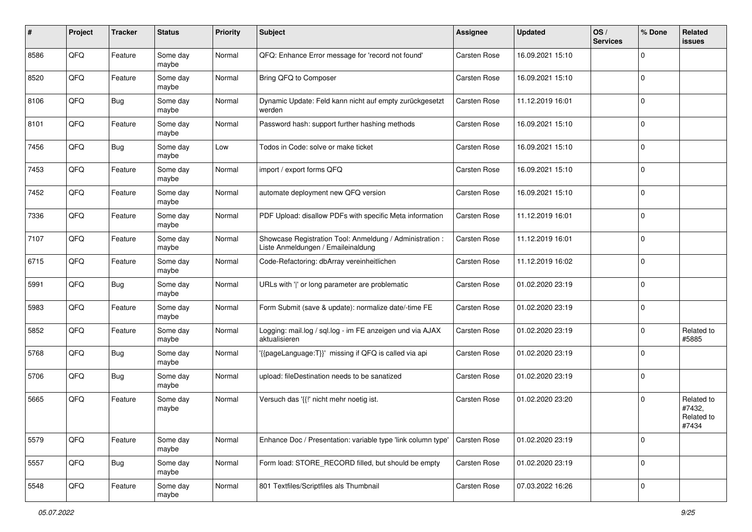| # | Project | Tracker | Status | Priority | Subject | Assignee | Updated | OS / Services | % Done | Related issues |
|---|---|---|---|---|---|---|---|---|---|---|
| 8586 | QFQ | Feature | Some day maybe | Normal | QFQ: Enhance Error message for 'record not found' | Carsten Rose | 16.09.2021 15:10 | | 0 | |
| 8520 | QFQ | Feature | Some day maybe | Normal | Bring QFQ to Composer | Carsten Rose | 16.09.2021 15:10 | | 0 | |
| 8106 | QFQ | Bug | Some day maybe | Normal | Dynamic Update: Feld kann nicht auf empty zurückgesetzt werden | Carsten Rose | 11.12.2019 16:01 | | 0 | |
| 8101 | QFQ | Feature | Some day maybe | Normal | Password hash: support further hashing methods | Carsten Rose | 16.09.2021 15:10 | | 0 | |
| 7456 | QFQ | Bug | Some day maybe | Low | Todos in Code: solve or make ticket | Carsten Rose | 16.09.2021 15:10 | | 0 | |
| 7453 | QFQ | Feature | Some day maybe | Normal | import / export forms QFQ | Carsten Rose | 16.09.2021 15:10 | | 0 | |
| 7452 | QFQ | Feature | Some day maybe | Normal | automate deployment new QFQ version | Carsten Rose | 16.09.2021 15:10 | | 0 | |
| 7336 | QFQ | Feature | Some day maybe | Normal | PDF Upload: disallow PDFs with specific Meta information | Carsten Rose | 11.12.2019 16:01 | | 0 | |
| 7107 | QFQ | Feature | Some day maybe | Normal | Showcase Registration Tool: Anmeldung / Administration : Liste Anmeldungen / Emaileinaldung | Carsten Rose | 11.12.2019 16:01 | | 0 | |
| 6715 | QFQ | Feature | Some day maybe | Normal | Code-Refactoring: dbArray vereinheitlichen | Carsten Rose | 11.12.2019 16:02 | | 0 | |
| 5991 | QFQ | Bug | Some day maybe | Normal | URLs with '\|' or long parameter are problematic | Carsten Rose | 01.02.2020 23:19 | | 0 | |
| 5983 | QFQ | Feature | Some day maybe | Normal | Form Submit (save & update): normalize date/-time FE | Carsten Rose | 01.02.2020 23:19 | | 0 | |
| 5852 | QFQ | Feature | Some day maybe | Normal | Logging: mail.log / sql.log - im FE anzeigen und via AJAX aktualisieren | Carsten Rose | 01.02.2020 23:19 | | 0 | Related to #5885 |
| 5768 | QFQ | Bug | Some day maybe | Normal | '{{pageLanguage:T}}' missing if QFQ is called via api | Carsten Rose | 01.02.2020 23:19 | | 0 | |
| 5706 | QFQ | Bug | Some day maybe | Normal | upload: fileDestination needs to be sanatized | Carsten Rose | 01.02.2020 23:19 | | 0 | |
| 5665 | QFQ | Feature | Some day maybe | Normal | Versuch das '{{!' nicht mehr noetig ist. | Carsten Rose | 01.02.2020 23:20 | | 0 | Related to #7432, Related to #7434 |
| 5579 | QFQ | Feature | Some day maybe | Normal | Enhance Doc / Presentation: variable type 'link column type' | Carsten Rose | 01.02.2020 23:19 | | 0 | |
| 5557 | QFQ | Bug | Some day maybe | Normal | Form load: STORE_RECORD filled, but should be empty | Carsten Rose | 01.02.2020 23:19 | | 0 | |
| 5548 | QFQ | Feature | Some day maybe | Normal | 801 Textfiles/Scriptfiles als Thumbnail | Carsten Rose | 07.03.2022 16:26 | | 0 | |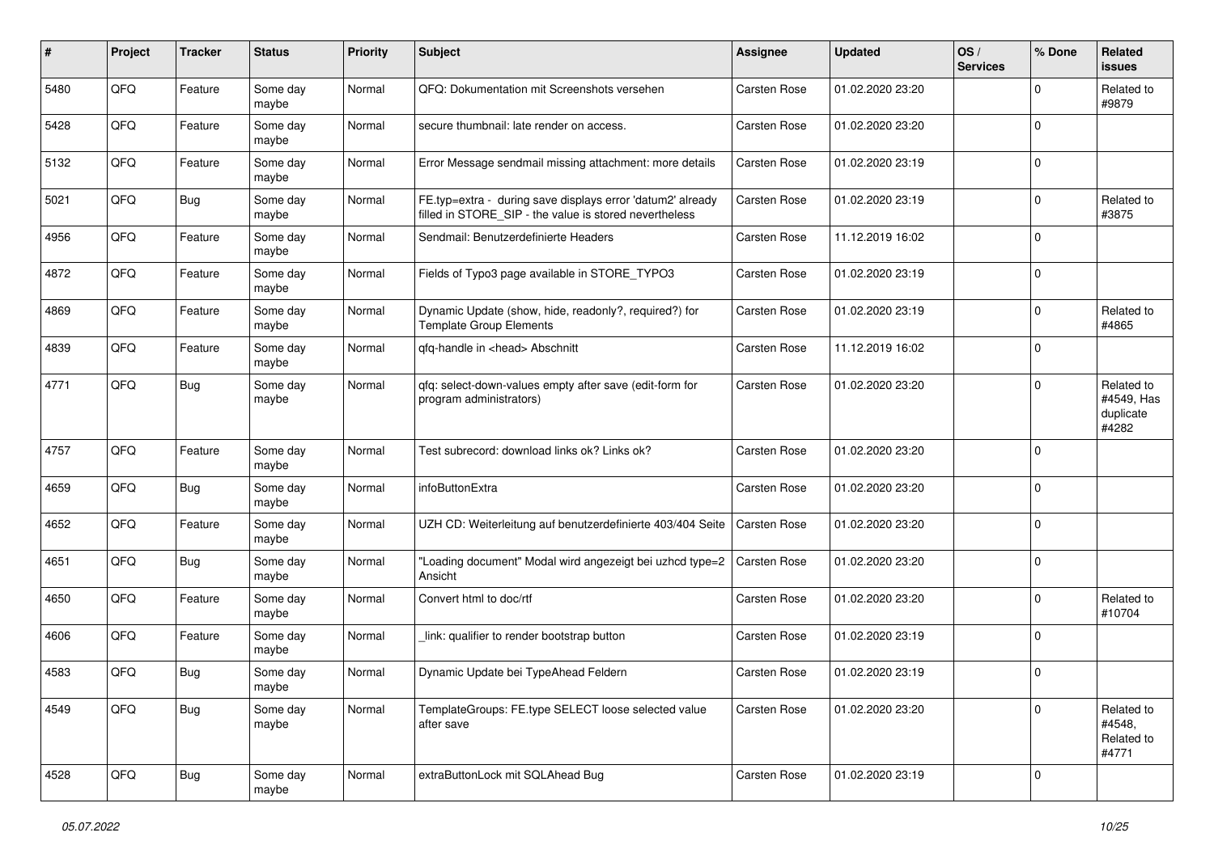| # | Project | Tracker | Status | Priority | Subject | Assignee | Updated | OS / Services | % Done | Related issues |
|---|---|---|---|---|---|---|---|---|---|---|
| 5480 | QFQ | Feature | Some day maybe | Normal | QFQ: Dokumentation mit Screenshots versehen | Carsten Rose | 01.02.2020 23:20 | | 0 | Related to #9879 |
| 5428 | QFQ | Feature | Some day maybe | Normal | secure thumbnail: late render on access. | Carsten Rose | 01.02.2020 23:20 | | 0 | |
| 5132 | QFQ | Feature | Some day maybe | Normal | Error Message sendmail missing attachment: more details | Carsten Rose | 01.02.2020 23:19 | | 0 | |
| 5021 | QFQ | Bug | Some day maybe | Normal | FE.typ=extra - during save displays error 'datum2' already filled in STORE_SIP - the value is stored nevertheless | Carsten Rose | 01.02.2020 23:19 | | 0 | Related to #3875 |
| 4956 | QFQ | Feature | Some day maybe | Normal | Sendmail: Benutzerdefinierte Headers | Carsten Rose | 11.12.2019 16:02 | | 0 | |
| 4872 | QFQ | Feature | Some day maybe | Normal | Fields of Typo3 page available in STORE_TYPO3 | Carsten Rose | 01.02.2020 23:19 | | 0 | |
| 4869 | QFQ | Feature | Some day maybe | Normal | Dynamic Update (show, hide, readonly?, required?) for Template Group Elements | Carsten Rose | 01.02.2020 23:19 | | 0 | Related to #4865 |
| 4839 | QFQ | Feature | Some day maybe | Normal | qfq-handle in <head> Abschnitt | Carsten Rose | 11.12.2019 16:02 | | 0 | |
| 4771 | QFQ | Bug | Some day maybe | Normal | qfq: select-down-values empty after save (edit-form for program administrators) | Carsten Rose | 01.02.2020 23:20 | | 0 | Related to #4549, Has duplicate #4282 |
| 4757 | QFQ | Feature | Some day maybe | Normal | Test subrecord: download links ok? Links ok? | Carsten Rose | 01.02.2020 23:20 | | 0 | |
| 4659 | QFQ | Bug | Some day maybe | Normal | infoButtonExtra | Carsten Rose | 01.02.2020 23:20 | | 0 | |
| 4652 | QFQ | Feature | Some day maybe | Normal | UZH CD: Weiterleitung auf benutzerdefinierte 403/404 Seite | Carsten Rose | 01.02.2020 23:20 | | 0 | |
| 4651 | QFQ | Bug | Some day maybe | Normal | "Loading document" Modal wird angezeigt bei uzhcd type=2 Ansicht | Carsten Rose | 01.02.2020 23:20 | | 0 | |
| 4650 | QFQ | Feature | Some day maybe | Normal | Convert html to doc/rtf | Carsten Rose | 01.02.2020 23:20 | | 0 | Related to #10704 |
| 4606 | QFQ | Feature | Some day maybe | Normal | _link: qualifier to render bootstrap button | Carsten Rose | 01.02.2020 23:19 | | 0 | |
| 4583 | QFQ | Bug | Some day maybe | Normal | Dynamic Update bei TypeAhead Feldern | Carsten Rose | 01.02.2020 23:19 | | 0 | |
| 4549 | QFQ | Bug | Some day maybe | Normal | TemplateGroups: FE.type SELECT loose selected value after save | Carsten Rose | 01.02.2020 23:20 | | 0 | Related to #4548, Related to #4771 |
| 4528 | QFQ | Bug | Some day maybe | Normal | extraButtonLock mit SQLAhead Bug | Carsten Rose | 01.02.2020 23:19 | | 0 | |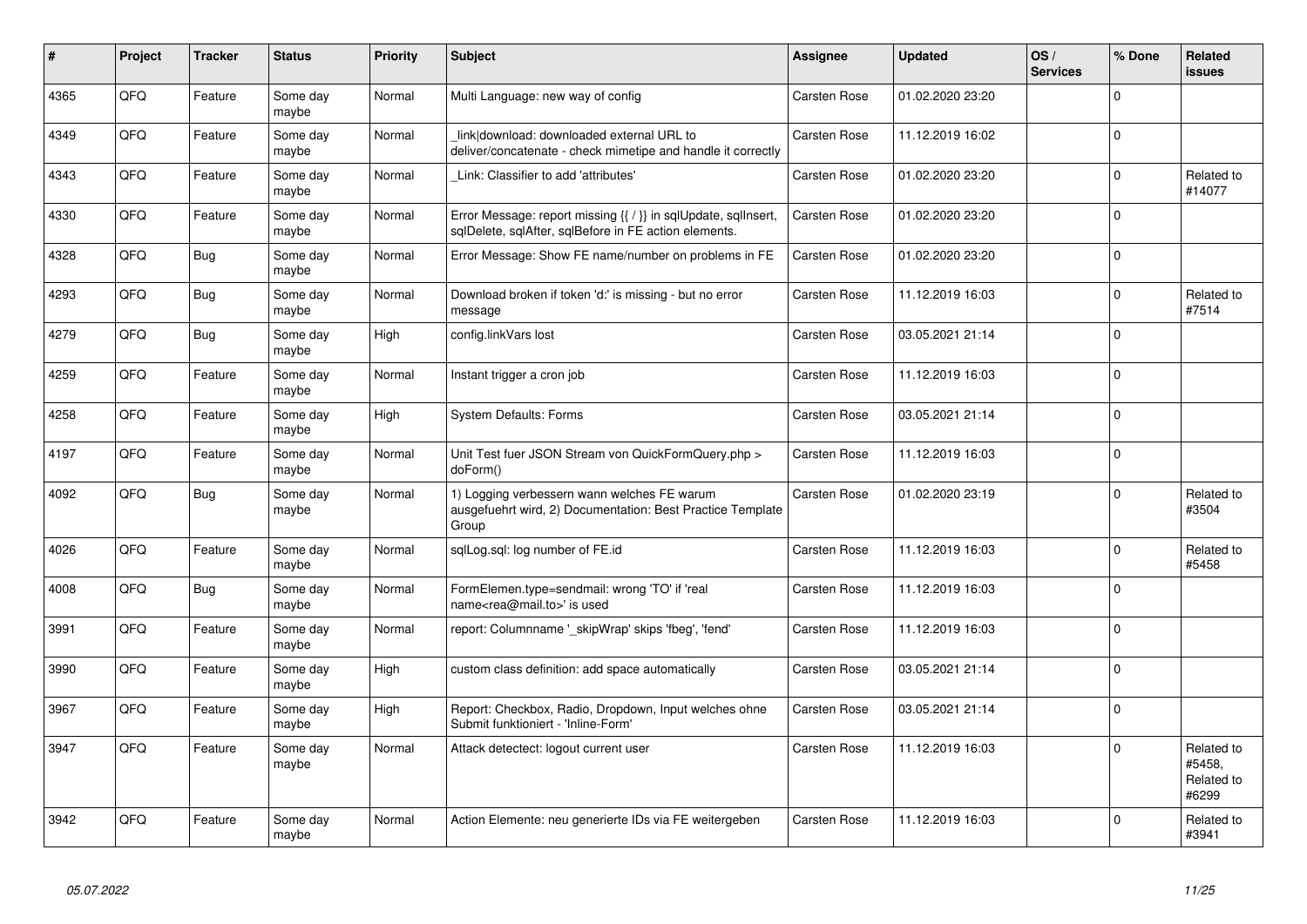| # | Project | Tracker | Status | Priority | Subject | Assignee | Updated | OS / Services | % Done | Related issues |
|---|---|---|---|---|---|---|---|---|---|---|
| 4365 | QFQ | Feature | Some day maybe | Normal | Multi Language: new way of config | Carsten Rose | 01.02.2020 23:20 | | 0 | |
| 4349 | QFQ | Feature | Some day maybe | Normal | _link\|download: downloaded external URL to deliver/concatenate - check mimetipe and handle it correctly | Carsten Rose | 11.12.2019 16:02 | | 0 | |
| 4343 | QFQ | Feature | Some day maybe | Normal | _Link: Classifier to add 'attributes' | Carsten Rose | 01.02.2020 23:20 | | 0 | Related to #14077 |
| 4330 | QFQ | Feature | Some day maybe | Normal | Error Message: report missing {{ / }} in sqlUpdate, sqlInsert, sqlDelete, sqlAfter, sqlBefore in FE action elements. | Carsten Rose | 01.02.2020 23:20 | | 0 | |
| 4328 | QFQ | Bug | Some day maybe | Normal | Error Message: Show FE name/number on problems in FE | Carsten Rose | 01.02.2020 23:20 | | 0 | |
| 4293 | QFQ | Bug | Some day maybe | Normal | Download broken if token 'd:' is missing - but no error message | Carsten Rose | 11.12.2019 16:03 | | 0 | Related to #7514 |
| 4279 | QFQ | Bug | Some day maybe | High | config.linkVars lost | Carsten Rose | 03.05.2021 21:14 | | 0 | |
| 4259 | QFQ | Feature | Some day maybe | Normal | Instant trigger a cron job | Carsten Rose | 11.12.2019 16:03 | | 0 | |
| 4258 | QFQ | Feature | Some day maybe | High | System Defaults: Forms | Carsten Rose | 03.05.2021 21:14 | | 0 | |
| 4197 | QFQ | Feature | Some day maybe | Normal | Unit Test fuer JSON Stream von QuickFormQuery.php > doForm() | Carsten Rose | 11.12.2019 16:03 | | 0 | |
| 4092 | QFQ | Bug | Some day maybe | Normal | 1) Logging verbessern wann welches FE warum ausgefuehrt wird, 2) Documentation: Best Practice Template Group | Carsten Rose | 01.02.2020 23:19 | | 0 | Related to #3504 |
| 4026 | QFQ | Feature | Some day maybe | Normal | sqlLog.sql: log number of FE.id | Carsten Rose | 11.12.2019 16:03 | | 0 | Related to #5458 |
| 4008 | QFQ | Bug | Some day maybe | Normal | FormElemen.type=sendmail: wrong 'TO' if 'real name<rea@mail.to>' is used | Carsten Rose | 11.12.2019 16:03 | | 0 | |
| 3991 | QFQ | Feature | Some day maybe | Normal | report: Columnname '_skipWrap' skips 'fbeg', 'fend' | Carsten Rose | 11.12.2019 16:03 | | 0 | |
| 3990 | QFQ | Feature | Some day maybe | High | custom class definition: add space automatically | Carsten Rose | 03.05.2021 21:14 | | 0 | |
| 3967 | QFQ | Feature | Some day maybe | High | Report: Checkbox, Radio, Dropdown, Input welches ohne Submit funktioniert - 'Inline-Form' | Carsten Rose | 03.05.2021 21:14 | | 0 | |
| 3947 | QFQ | Feature | Some day maybe | Normal | Attack detectect: logout current user | Carsten Rose | 11.12.2019 16:03 | | 0 | Related to #5458, Related to #6299 |
| 3942 | QFQ | Feature | Some day maybe | Normal | Action Elemente: neu generierte IDs via FE weitergeben | Carsten Rose | 11.12.2019 16:03 | | 0 | Related to #3941 |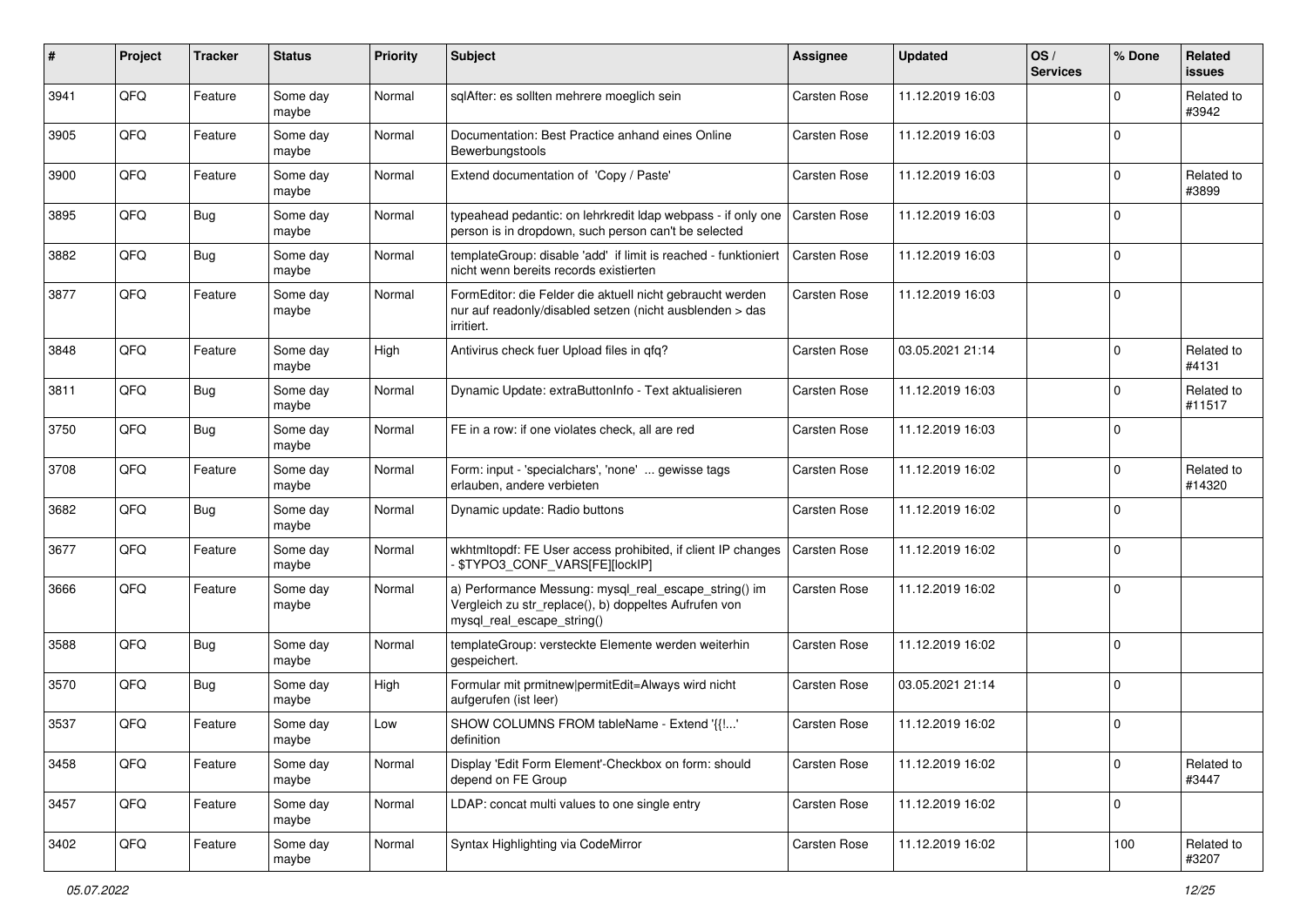| # | Project | Tracker | Status | Priority | Subject | Assignee | Updated | OS / Services | % Done | Related issues |
|---|---|---|---|---|---|---|---|---|---|---|
| 3941 | QFQ | Feature | Some day maybe | Normal | sqlAfter: es sollten mehrere moeglich sein | Carsten Rose | 11.12.2019 16:03 | | 0 | Related to #3942 |
| 3905 | QFQ | Feature | Some day maybe | Normal | Documentation: Best Practice anhand eines Online Bewerbungstools | Carsten Rose | 11.12.2019 16:03 | | 0 | |
| 3900 | QFQ | Feature | Some day maybe | Normal | Extend documentation of 'Copy / Paste' | Carsten Rose | 11.12.2019 16:03 | | 0 | Related to #3899 |
| 3895 | QFQ | Bug | Some day maybe | Normal | typeahead pedantic: on lehrkredit ldap webpass - if only one person is in dropdown, such person can't be selected | Carsten Rose | 11.12.2019 16:03 | | 0 | |
| 3882 | QFQ | Bug | Some day maybe | Normal | templateGroup: disable 'add' if limit is reached - funktioniert nicht wenn bereits records existierten | Carsten Rose | 11.12.2019 16:03 | | 0 | |
| 3877 | QFQ | Feature | Some day maybe | Normal | FormEditor: die Felder die aktuell nicht gebraucht werden nur auf readonly/disabled setzen (nicht ausblenden > das irritiert. | Carsten Rose | 11.12.2019 16:03 | | 0 | |
| 3848 | QFQ | Feature | Some day maybe | High | Antivirus check fuer Upload files in qfq? | Carsten Rose | 03.05.2021 21:14 | | 0 | Related to #4131 |
| 3811 | QFQ | Bug | Some day maybe | Normal | Dynamic Update: extraButtonInfo - Text aktualisieren | Carsten Rose | 11.12.2019 16:03 | | 0 | Related to #11517 |
| 3750 | QFQ | Bug | Some day maybe | Normal | FE in a row: if one violates check, all are red | Carsten Rose | 11.12.2019 16:03 | | 0 | |
| 3708 | QFQ | Feature | Some day maybe | Normal | Form: input - 'specialchars', 'none' ... gewisse tags erlauben, andere verbieten | Carsten Rose | 11.12.2019 16:02 | | 0 | Related to #14320 |
| 3682 | QFQ | Bug | Some day maybe | Normal | Dynamic update: Radio buttons | Carsten Rose | 11.12.2019 16:02 | | 0 | |
| 3677 | QFQ | Feature | Some day maybe | Normal | wkhtmltopdf: FE User access prohibited, if client IP changes - $TYPO3_CONF_VARS[FE][lockIP] | Carsten Rose | 11.12.2019 16:02 | | 0 | |
| 3666 | QFQ | Feature | Some day maybe | Normal | a) Performance Messung: mysql_real_escape_string() im Vergleich zu str_replace(), b) doppeltes Aufrufen von mysql_real_escape_string() | Carsten Rose | 11.12.2019 16:02 | | 0 | |
| 3588 | QFQ | Bug | Some day maybe | Normal | templateGroup: versteckte Elemente werden weiterhin gespeichert. | Carsten Rose | 11.12.2019 16:02 | | 0 | |
| 3570 | QFQ | Bug | Some day maybe | High | Formular mit prmitnew\|permitEdit=Always wird nicht aufgerufen (ist leer) | Carsten Rose | 03.05.2021 21:14 | | 0 | |
| 3537 | QFQ | Feature | Some day maybe | Low | SHOW COLUMNS FROM tableName - Extend '{{!...' definition | Carsten Rose | 11.12.2019 16:02 | | 0 | |
| 3458 | QFQ | Feature | Some day maybe | Normal | Display 'Edit Form Element'-Checkbox on form: should depend on FE Group | Carsten Rose | 11.12.2019 16:02 | | 0 | Related to #3447 |
| 3457 | QFQ | Feature | Some day maybe | Normal | LDAP: concat multi values to one single entry | Carsten Rose | 11.12.2019 16:02 | | 0 | |
| 3402 | QFQ | Feature | Some day maybe | Normal | Syntax Highlighting via CodeMirror | Carsten Rose | 11.12.2019 16:02 | | 100 | Related to #3207 |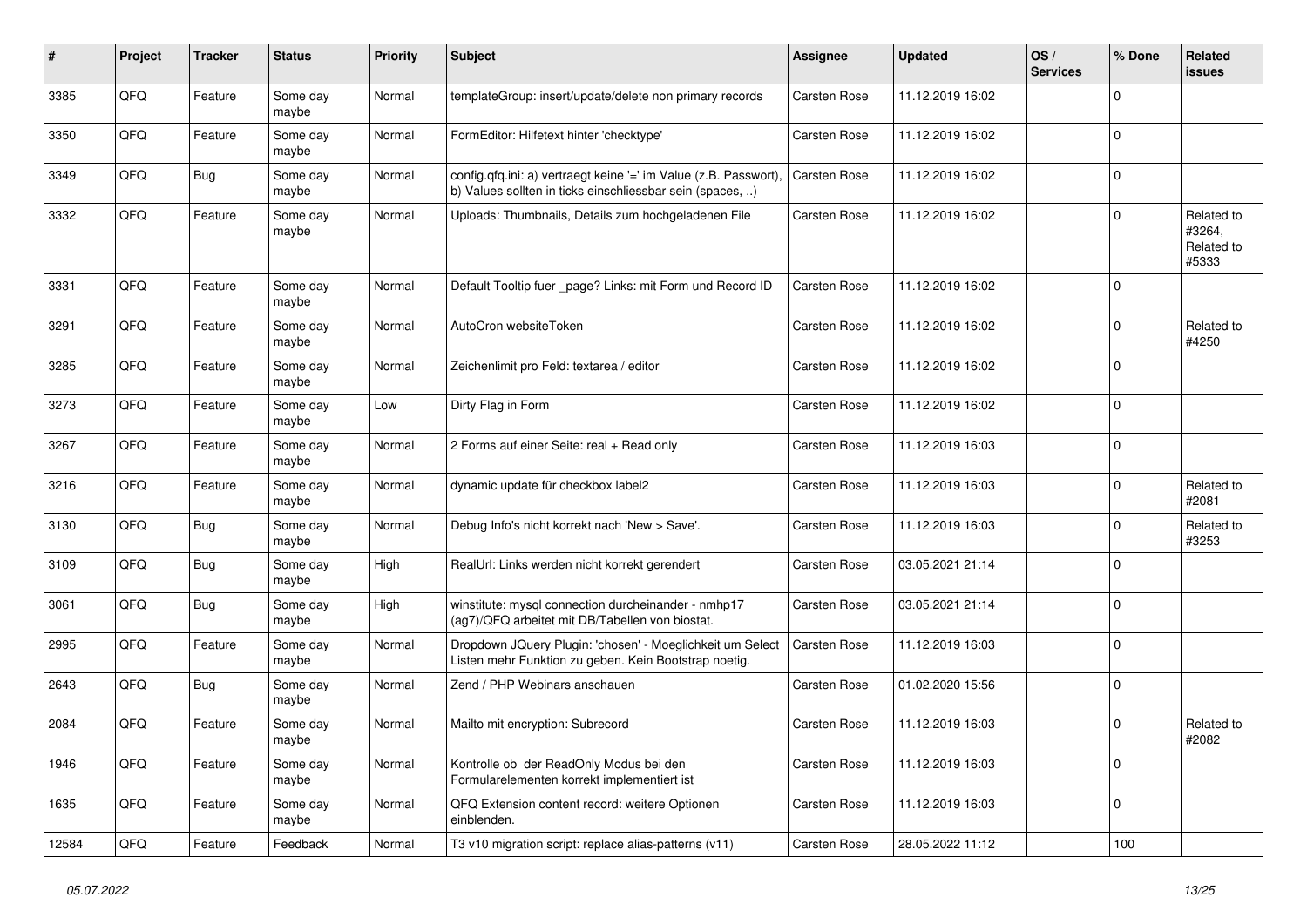| # | Project | Tracker | Status | Priority | Subject | Assignee | Updated | OS / Services | % Done | Related issues |
|---|---|---|---|---|---|---|---|---|---|---|
| 3385 | QFQ | Feature | Some day maybe | Normal | templateGroup: insert/update/delete non primary records | Carsten Rose | 11.12.2019 16:02 | | 0 | |
| 3350 | QFQ | Feature | Some day maybe | Normal | FormEditor: Hilfetext hinter 'checktype' | Carsten Rose | 11.12.2019 16:02 | | 0 | |
| 3349 | QFQ | Bug | Some day maybe | Normal | config.qfq.ini: a) vertraegt keine '=' im Value (z.B. Passwort), b) Values sollten in ticks einschliessbar sein (spaces, ..) | Carsten Rose | 11.12.2019 16:02 | | 0 | |
| 3332 | QFQ | Feature | Some day maybe | Normal | Uploads: Thumbnails, Details zum hochgeladenen File | Carsten Rose | 11.12.2019 16:02 | | 0 | Related to #3264, Related to #5333 |
| 3331 | QFQ | Feature | Some day maybe | Normal | Default Tooltip fuer _page? Links: mit Form und Record ID | Carsten Rose | 11.12.2019 16:02 | | 0 | |
| 3291 | QFQ | Feature | Some day maybe | Normal | AutoCron websiteToken | Carsten Rose | 11.12.2019 16:02 | | 0 | Related to #4250 |
| 3285 | QFQ | Feature | Some day maybe | Normal | Zeichenlimit pro Feld: textarea / editor | Carsten Rose | 11.12.2019 16:02 | | 0 | |
| 3273 | QFQ | Feature | Some day maybe | Low | Dirty Flag in Form | Carsten Rose | 11.12.2019 16:02 | | 0 | |
| 3267 | QFQ | Feature | Some day maybe | Normal | 2 Forms auf einer Seite: real + Read only | Carsten Rose | 11.12.2019 16:03 | | 0 | |
| 3216 | QFQ | Feature | Some day maybe | Normal | dynamic update für checkbox label2 | Carsten Rose | 11.12.2019 16:03 | | 0 | Related to #2081 |
| 3130 | QFQ | Bug | Some day maybe | Normal | Debug Info's nicht korrekt nach 'New > Save'. | Carsten Rose | 11.12.2019 16:03 | | 0 | Related to #3253 |
| 3109 | QFQ | Bug | Some day maybe | High | RealUrl: Links werden nicht korrekt gerendert | Carsten Rose | 03.05.2021 21:14 | | 0 | |
| 3061 | QFQ | Bug | Some day maybe | High | winstitute: mysql connection durcheinander - nmhp17 (ag7)/QFQ arbeitet mit DB/Tabellen von biostat. | Carsten Rose | 03.05.2021 21:14 | | 0 | |
| 2995 | QFQ | Feature | Some day maybe | Normal | Dropdown JQuery Plugin: 'chosen' - Moeglichkeit um Select Listen mehr Funktion zu geben. Kein Bootstrap noetig. | Carsten Rose | 11.12.2019 16:03 | | 0 | |
| 2643 | QFQ | Bug | Some day maybe | Normal | Zend / PHP Webinars anschauen | Carsten Rose | 01.02.2020 15:56 | | 0 | |
| 2084 | QFQ | Feature | Some day maybe | Normal | Mailto mit encryption: Subrecord | Carsten Rose | 11.12.2019 16:03 | | 0 | Related to #2082 |
| 1946 | QFQ | Feature | Some day maybe | Normal | Kontrolle ob der ReadOnly Modus bei den Formularelementen korrekt implementiert ist | Carsten Rose | 11.12.2019 16:03 | | 0 | |
| 1635 | QFQ | Feature | Some day maybe | Normal | QFQ Extension content record: weitere Optionen einblenden. | Carsten Rose | 11.12.2019 16:03 | | 0 | |
| 12584 | QFQ | Feature | Feedback | Normal | T3 v10 migration script: replace alias-patterns (v11) | Carsten Rose | 28.05.2022 11:12 | | 100 | |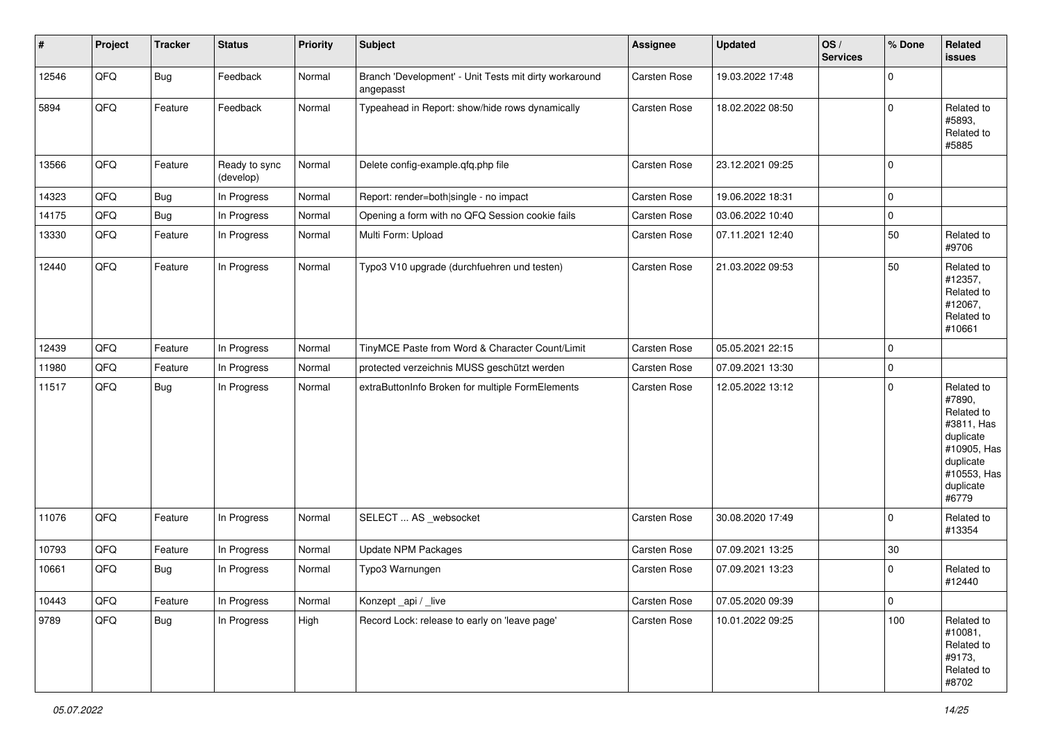| # | Project | Tracker | Status | Priority | Subject | Assignee | Updated | OS / Services | % Done | Related issues |
|---|---|---|---|---|---|---|---|---|---|---|
| 12546 | QFQ | Bug | Feedback | Normal | Branch 'Development' - Unit Tests mit dirty workaround angepasst | Carsten Rose | 19.03.2022 17:48 | | 0 | |
| 5894 | QFQ | Feature | Feedback | Normal | Typeahead in Report: show/hide rows dynamically | Carsten Rose | 18.02.2022 08:50 | | 0 | Related to #5893, Related to #5885 |
| 13566 | QFQ | Feature | Ready to sync (develop) | Normal | Delete config-example.qfq.php file | Carsten Rose | 23.12.2021 09:25 | | 0 | |
| 14323 | QFQ | Bug | In Progress | Normal | Report: render=both\|single - no impact | Carsten Rose | 19.06.2022 18:31 | | 0 | |
| 14175 | QFQ | Bug | In Progress | Normal | Opening a form with no QFQ Session cookie fails | Carsten Rose | 03.06.2022 10:40 | | 0 | |
| 13330 | QFQ | Feature | In Progress | Normal | Multi Form: Upload | Carsten Rose | 07.11.2021 12:40 | | 50 | Related to #9706 |
| 12440 | QFQ | Feature | In Progress | Normal | Typo3 V10 upgrade (durchfuehren und testen) | Carsten Rose | 21.03.2022 09:53 | | 50 | Related to #12357, Related to #12067, Related to #10661 |
| 12439 | QFQ | Feature | In Progress | Normal | TinyMCE Paste from Word & Character Count/Limit | Carsten Rose | 05.05.2021 22:15 | | 0 | |
| 11980 | QFQ | Feature | In Progress | Normal | protected verzeichnis MUSS geschützt werden | Carsten Rose | 07.09.2021 13:30 | | 0 | |
| 11517 | QFQ | Bug | In Progress | Normal | extraButtonInfo Broken for multiple FormElements | Carsten Rose | 12.05.2022 13:12 | | 0 | Related to #7890, Related to #3811, Has duplicate #10905, Has duplicate #10553, Has duplicate #6779 |
| 11076 | QFQ | Feature | In Progress | Normal | SELECT ... AS _websocket | Carsten Rose | 30.08.2020 17:49 | | 0 | Related to #13354 |
| 10793 | QFQ | Feature | In Progress | Normal | Update NPM Packages | Carsten Rose | 07.09.2021 13:25 | | 30 | |
| 10661 | QFQ | Bug | In Progress | Normal | Typo3 Warnungen | Carsten Rose | 07.09.2021 13:23 | | 0 | Related to #12440 |
| 10443 | QFQ | Feature | In Progress | Normal | Konzept _api / _live | Carsten Rose | 07.05.2020 09:39 | | 0 | |
| 9789 | QFQ | Bug | In Progress | High | Record Lock: release to early on 'leave page' | Carsten Rose | 10.01.2022 09:25 | | 100 | Related to #10081, Related to #9173, Related to #8702 |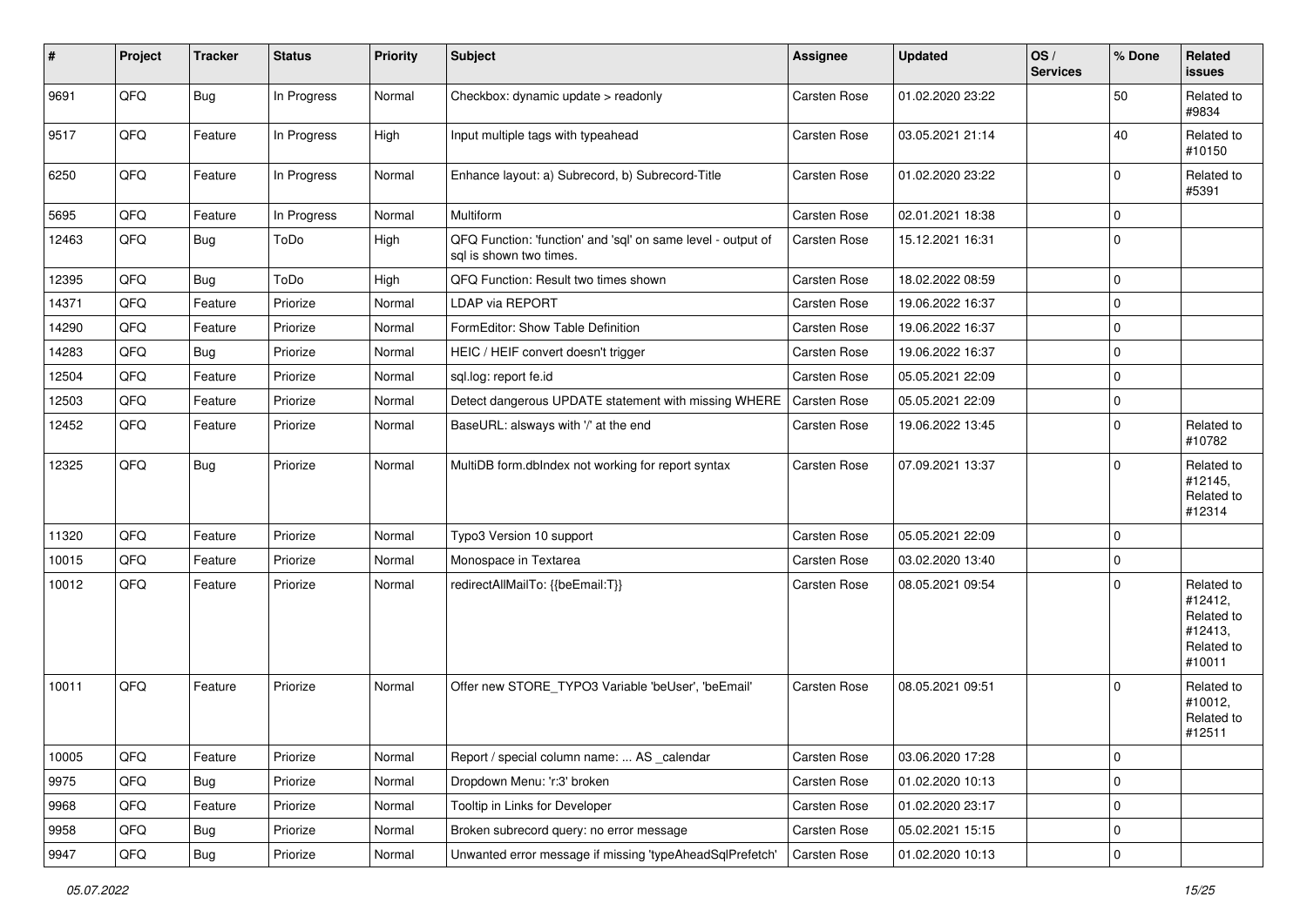| # | Project | Tracker | Status | Priority | Subject | Assignee | Updated | OS / Services | % Done | Related issues |
|---|---|---|---|---|---|---|---|---|---|---|
| 9691 | QFQ | Bug | In Progress | Normal | Checkbox: dynamic update > readonly | Carsten Rose | 01.02.2020 23:22 | | 50 | Related to #9834 |
| 9517 | QFQ | Feature | In Progress | High | Input multiple tags with typeahead | Carsten Rose | 03.05.2021 21:14 | | 40 | Related to #10150 |
| 6250 | QFQ | Feature | In Progress | Normal | Enhance layout: a) Subrecord, b) Subrecord-Title | Carsten Rose | 01.02.2020 23:22 | | 0 | Related to #5391 |
| 5695 | QFQ | Feature | In Progress | Normal | Multiform | Carsten Rose | 02.01.2021 18:38 | | 0 | |
| 12463 | QFQ | Bug | ToDo | High | QFQ Function: 'function' and 'sql' on same level - output of sql is shown two times. | Carsten Rose | 15.12.2021 16:31 | | 0 | |
| 12395 | QFQ | Bug | ToDo | High | QFQ Function: Result two times shown | Carsten Rose | 18.02.2022 08:59 | | 0 | |
| 14371 | QFQ | Feature | Priorize | Normal | LDAP via REPORT | Carsten Rose | 19.06.2022 16:37 | | 0 | |
| 14290 | QFQ | Feature | Priorize | Normal | FormEditor: Show Table Definition | Carsten Rose | 19.06.2022 16:37 | | 0 | |
| 14283 | QFQ | Bug | Priorize | Normal | HEIC / HEIF convert doesn't trigger | Carsten Rose | 19.06.2022 16:37 | | 0 | |
| 12504 | QFQ | Feature | Priorize | Normal | sql.log: report fe.id | Carsten Rose | 05.05.2021 22:09 | | 0 | |
| 12503 | QFQ | Feature | Priorize | Normal | Detect dangerous UPDATE statement with missing WHERE | Carsten Rose | 05.05.2021 22:09 | | 0 | |
| 12452 | QFQ | Feature | Priorize | Normal | BaseURL: alsways with '/' at the end | Carsten Rose | 19.06.2022 13:45 | | 0 | Related to #10782 |
| 12325 | QFQ | Bug | Priorize | Normal | MultiDB form.dbIndex not working for report syntax | Carsten Rose | 07.09.2021 13:37 | | 0 | Related to #12145, Related to #12314 |
| 11320 | QFQ | Feature | Priorize | Normal | Typo3 Version 10 support | Carsten Rose | 05.05.2021 22:09 | | 0 | |
| 10015 | QFQ | Feature | Priorize | Normal | Monospace in Textarea | Carsten Rose | 03.02.2020 13:40 | | 0 | |
| 10012 | QFQ | Feature | Priorize | Normal | redirectAllMailTo: {{beEmail:T}} | Carsten Rose | 08.05.2021 09:54 | | 0 | Related to #12412, Related to #12413, Related to #10011 |
| 10011 | QFQ | Feature | Priorize | Normal | Offer new STORE_TYPO3 Variable 'beUser', 'beEmail' | Carsten Rose | 08.05.2021 09:51 | | 0 | Related to #10012, Related to #12511 |
| 10005 | QFQ | Feature | Priorize | Normal | Report / special column name: ... AS _calendar | Carsten Rose | 03.06.2020 17:28 | | 0 | |
| 9975 | QFQ | Bug | Priorize | Normal | Dropdown Menu: 'r:3' broken | Carsten Rose | 01.02.2020 10:13 | | 0 | |
| 9968 | QFQ | Feature | Priorize | Normal | Tooltip in Links for Developer | Carsten Rose | 01.02.2020 23:17 | | 0 | |
| 9958 | QFQ | Bug | Priorize | Normal | Broken subrecord query: no error message | Carsten Rose | 05.02.2021 15:15 | | 0 | |
| 9947 | QFQ | Bug | Priorize | Normal | Unwanted error message if missing 'typeAheadSqlPrefetch' | Carsten Rose | 01.02.2020 10:13 | | 0 | |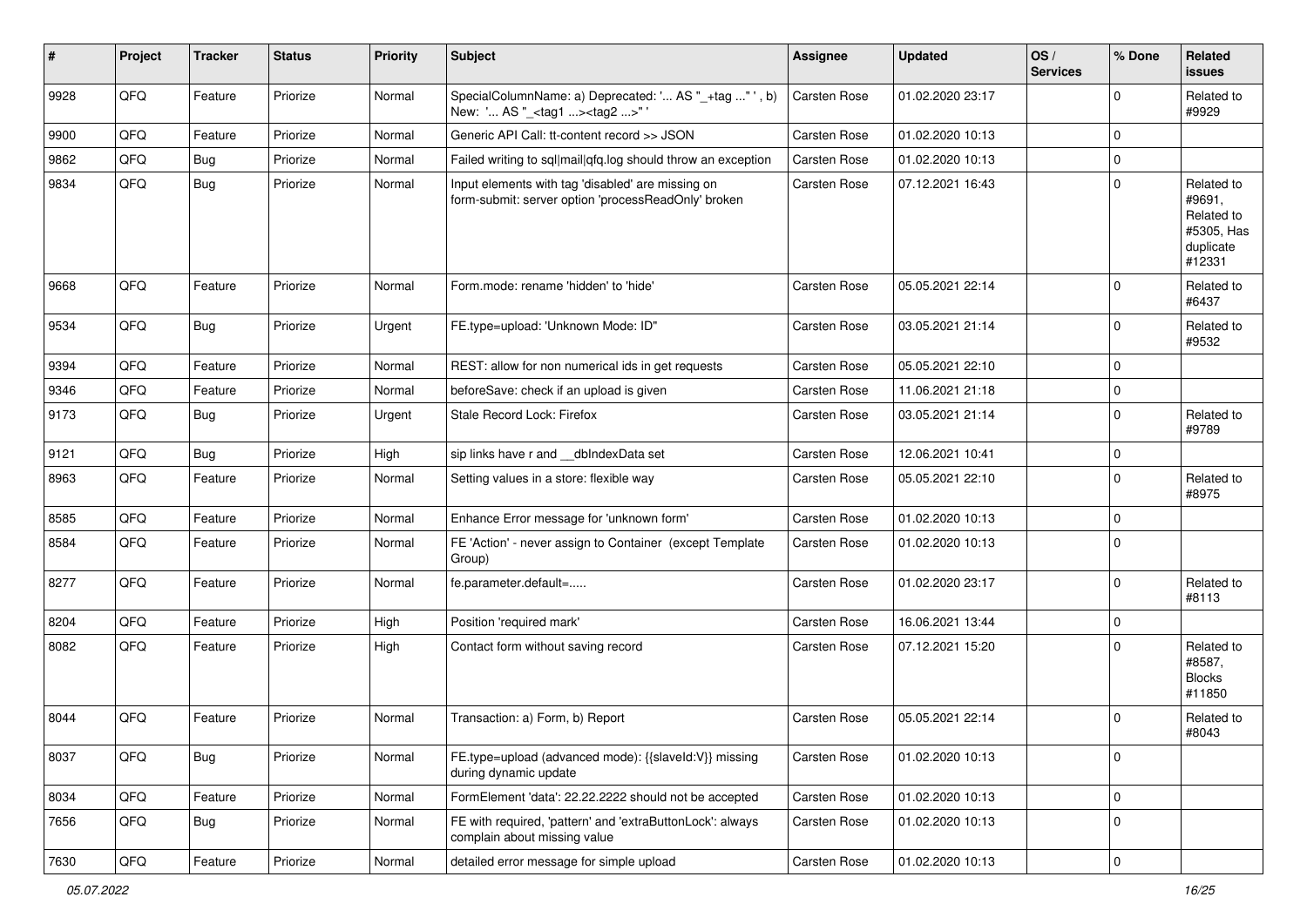| # | Project | Tracker | Status | Priority | Subject | Assignee | Updated | OS / Services | % Done | Related issues |
|---|---|---|---|---|---|---|---|---|---|---|
| 9928 | QFQ | Feature | Priorize | Normal | SpecialColumnName: a) Deprecated: '... AS "_+tag ..." ', b) New: '... AS "_<tag1 ...><tag2 ...>" ' | Carsten Rose | 01.02.2020 23:17 | | 0 | Related to #9929 |
| 9900 | QFQ | Feature | Priorize | Normal | Generic API Call: tt-content record >> JSON | Carsten Rose | 01.02.2020 10:13 | | 0 | |
| 9862 | QFQ | Bug | Priorize | Normal | Failed writing to sql\|mail\|qfq.log should throw an exception | Carsten Rose | 01.02.2020 10:13 | | 0 | |
| 9834 | QFQ | Bug | Priorize | Normal | Input elements with tag 'disabled' are missing on form-submit: server option 'processReadOnly' broken | Carsten Rose | 07.12.2021 16:43 | | 0 | Related to #9691, Related to #5305, Has duplicate #12331 |
| 9668 | QFQ | Feature | Priorize | Normal | Form.mode: rename 'hidden' to 'hide' | Carsten Rose | 05.05.2021 22:14 | | 0 | Related to #6437 |
| 9534 | QFQ | Bug | Priorize | Urgent | FE.type=upload: 'Unknown Mode: ID" | Carsten Rose | 03.05.2021 21:14 | | 0 | Related to #9532 |
| 9394 | QFQ | Feature | Priorize | Normal | REST: allow for non numerical ids in get requests | Carsten Rose | 05.05.2021 22:10 | | 0 | |
| 9346 | QFQ | Feature | Priorize | Normal | beforeSave: check if an upload is given | Carsten Rose | 11.06.2021 21:18 | | 0 | |
| 9173 | QFQ | Bug | Priorize | Urgent | Stale Record Lock: Firefox | Carsten Rose | 03.05.2021 21:14 | | 0 | Related to #9789 |
| 9121 | QFQ | Bug | Priorize | High | sip links have r and __dbIndexData set | Carsten Rose | 12.06.2021 10:41 | | 0 | |
| 8963 | QFQ | Feature | Priorize | Normal | Setting values in a store: flexible way | Carsten Rose | 05.05.2021 22:10 | | 0 | Related to #8975 |
| 8585 | QFQ | Feature | Priorize | Normal | Enhance Error message for 'unknown form' | Carsten Rose | 01.02.2020 10:13 | | 0 | |
| 8584 | QFQ | Feature | Priorize | Normal | FE 'Action' - never assign to Container (except Template Group) | Carsten Rose | 01.02.2020 10:13 | | 0 | |
| 8277 | QFQ | Feature | Priorize | Normal | fe.parameter.default=..... | Carsten Rose | 01.02.2020 23:17 | | 0 | Related to #8113 |
| 8204 | QFQ | Feature | Priorize | High | Position 'required mark' | Carsten Rose | 16.06.2021 13:44 | | 0 | |
| 8082 | QFQ | Feature | Priorize | High | Contact form without saving record | Carsten Rose | 07.12.2021 15:20 | | 0 | Related to #8587, Blocks #11850 |
| 8044 | QFQ | Feature | Priorize | Normal | Transaction: a) Form, b) Report | Carsten Rose | 05.05.2021 22:14 | | 0 | Related to #8043 |
| 8037 | QFQ | Bug | Priorize | Normal | FE.type=upload (advanced mode): {{slaveId:V}} missing during dynamic update | Carsten Rose | 01.02.2020 10:13 | | 0 | |
| 8034 | QFQ | Feature | Priorize | Normal | FormElement 'data': 22.22.2222 should not be accepted | Carsten Rose | 01.02.2020 10:13 | | 0 | |
| 7656 | QFQ | Bug | Priorize | Normal | FE with required, 'pattern' and 'extraButtonLock': always complain about missing value | Carsten Rose | 01.02.2020 10:13 | | 0 | |
| 7630 | QFQ | Feature | Priorize | Normal | detailed error message for simple upload | Carsten Rose | 01.02.2020 10:13 | | 0 | |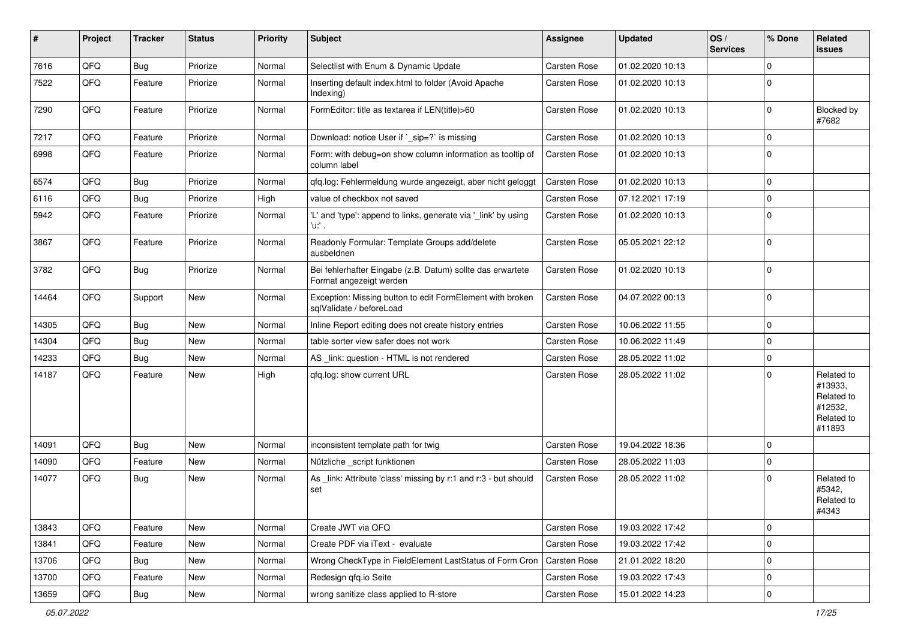| # | Project | Tracker | Status | Priority | Subject | Assignee | Updated | OS / Services | % Done | Related issues |
|---|---|---|---|---|---|---|---|---|---|---|
| 7616 | QFQ | Bug | Priorize | Normal | Selectlist with Enum & Dynamic Update | Carsten Rose | 01.02.2020 10:13 | | 0 | |
| 7522 | QFQ | Feature | Priorize | Normal | Inserting default index.html to folder (Avoid Apache Indexing) | Carsten Rose | 01.02.2020 10:13 | | 0 | |
| 7290 | QFQ | Feature | Priorize | Normal | FormEditor: title as textarea if LEN(title)>60 | Carsten Rose | 01.02.2020 10:13 | | 0 | Blocked by #7682 |
| 7217 | QFQ | Feature | Priorize | Normal | Download: notice User if `_sip=?` is missing | Carsten Rose | 01.02.2020 10:13 | | 0 | |
| 6998 | QFQ | Feature | Priorize | Normal | Form: with debug=on show column information as tooltip of column label | Carsten Rose | 01.02.2020 10:13 | | 0 | |
| 6574 | QFQ | Bug | Priorize | Normal | qfq.log: Fehlermeldung wurde angezeigt, aber nicht geloggt | Carsten Rose | 01.02.2020 10:13 | | 0 | |
| 6116 | QFQ | Bug | Priorize | High | value of checkbox not saved | Carsten Rose | 07.12.2021 17:19 | | 0 | |
| 5942 | QFQ | Feature | Priorize | Normal | 'L' and 'type': append to links, generate via '_link' by using 'u:' . | Carsten Rose | 01.02.2020 10:13 | | 0 | |
| 3867 | QFQ | Feature | Priorize | Normal | Readonly Formular: Template Groups add/delete ausbeldnen | Carsten Rose | 05.05.2021 22:12 | | 0 | |
| 3782 | QFQ | Bug | Priorize | Normal | Bei fehlerhafter Eingabe (z.B. Datum) sollte das erwartete Format angezeigt werden | Carsten Rose | 01.02.2020 10:13 | | 0 | |
| 14464 | QFQ | Support | New | Normal | Exception: Missing button to edit FormElement with broken sqlValidate / beforeLoad | Carsten Rose | 04.07.2022 00:13 | | 0 | |
| 14305 | QFQ | Bug | New | Normal | Inline Report editing does not create history entries | Carsten Rose | 10.06.2022 11:55 | | 0 | |
| 14304 | QFQ | Bug | New | Normal | table sorter view safer does not work | Carsten Rose | 10.06.2022 11:49 | | 0 | |
| 14233 | QFQ | Bug | New | Normal | AS _link: question - HTML is not rendered | Carsten Rose | 28.05.2022 11:02 | | 0 | |
| 14187 | QFQ | Feature | New | High | qfq.log: show current URL | Carsten Rose | 28.05.2022 11:02 | | 0 | Related to #13933, Related to #12532, Related to #11893 |
| 14091 | QFQ | Bug | New | Normal | inconsistent template path for twig | Carsten Rose | 19.04.2022 18:36 | | 0 | |
| 14090 | QFQ | Feature | New | Normal | Nützliche _script funktionen | Carsten Rose | 28.05.2022 11:03 | | 0 | |
| 14077 | QFQ | Bug | New | Normal | As _link: Attribute 'class' missing by r:1 and r:3 - but should set | Carsten Rose | 28.05.2022 11:02 | | 0 | Related to #5342, Related to #4343 |
| 13843 | QFQ | Feature | New | Normal | Create JWT via QFQ | Carsten Rose | 19.03.2022 17:42 | | 0 | |
| 13841 | QFQ | Feature | New | Normal | Create PDF via iText - evaluate | Carsten Rose | 19.03.2022 17:42 | | 0 | |
| 13706 | QFQ | Bug | New | Normal | Wrong CheckType in FieldElement LastStatus of Form Cron | Carsten Rose | 21.01.2022 18:20 | | 0 | |
| 13700 | QFQ | Feature | New | Normal | Redesign qfq.io Seite | Carsten Rose | 19.03.2022 17:43 | | 0 | |
| 13659 | QFQ | Bug | New | Normal | wrong sanitize class applied to R-store | Carsten Rose | 15.01.2022 14:23 | | 0 | |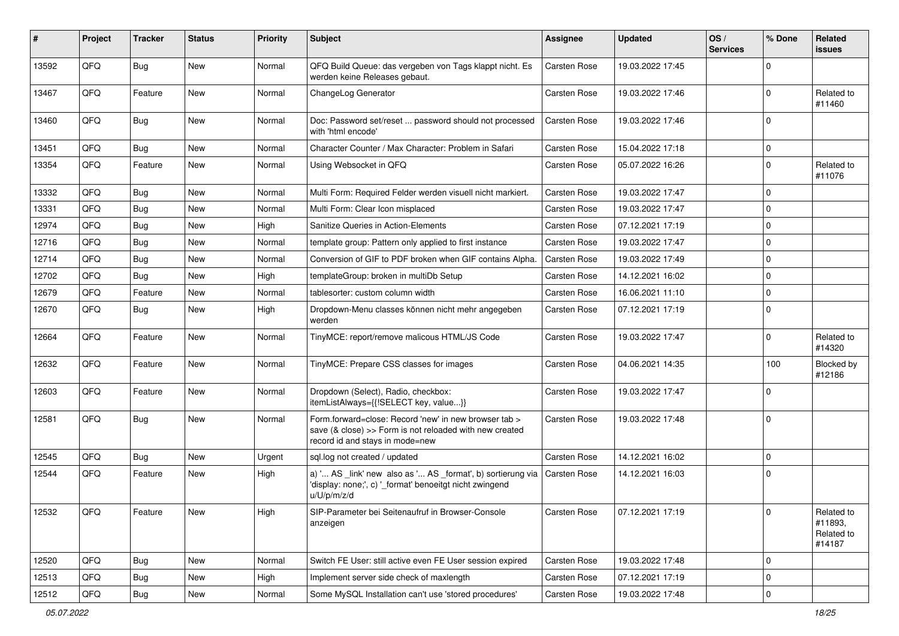| # | Project | Tracker | Status | Priority | Subject | Assignee | Updated | OS / Services | % Done | Related issues |
|---|---|---|---|---|---|---|---|---|---|---|
| 13592 | QFQ | Bug | New | Normal | QFQ Build Queue: das vergeben von Tags klappt nicht. Es werden keine Releases gebaut. | Carsten Rose | 19.03.2022 17:45 | | 0 | |
| 13467 | QFQ | Feature | New | Normal | ChangeLog Generator | Carsten Rose | 19.03.2022 17:46 | | 0 | Related to #11460 |
| 13460 | QFQ | Bug | New | Normal | Doc: Password set/reset ... password should not processed with 'html encode' | Carsten Rose | 19.03.2022 17:46 | | 0 | |
| 13451 | QFQ | Bug | New | Normal | Character Counter / Max Character: Problem in Safari | Carsten Rose | 15.04.2022 17:18 | | 0 | |
| 13354 | QFQ | Feature | New | Normal | Using Websocket in QFQ | Carsten Rose | 05.07.2022 16:26 | | 0 | Related to #11076 |
| 13332 | QFQ | Bug | New | Normal | Multi Form: Required Felder werden visuell nicht markiert. | Carsten Rose | 19.03.2022 17:47 | | 0 | |
| 13331 | QFQ | Bug | New | Normal | Multi Form: Clear Icon misplaced | Carsten Rose | 19.03.2022 17:47 | | 0 | |
| 12974 | QFQ | Bug | New | High | Sanitize Queries in Action-Elements | Carsten Rose | 07.12.2021 17:19 | | 0 | |
| 12716 | QFQ | Bug | New | Normal | template group: Pattern only applied to first instance | Carsten Rose | 19.03.2022 17:47 | | 0 | |
| 12714 | QFQ | Bug | New | Normal | Conversion of GIF to PDF broken when GIF contains Alpha. | Carsten Rose | 19.03.2022 17:49 | | 0 | |
| 12702 | QFQ | Bug | New | High | templateGroup: broken in multiDb Setup | Carsten Rose | 14.12.2021 16:02 | | 0 | |
| 12679 | QFQ | Feature | New | Normal | tablesorter: custom column width | Carsten Rose | 16.06.2021 11:10 | | 0 | |
| 12670 | QFQ | Bug | New | High | Dropdown-Menu classes können nicht mehr angegeben werden | Carsten Rose | 07.12.2021 17:19 | | 0 | |
| 12664 | QFQ | Feature | New | Normal | TinyMCE: report/remove malicous HTML/JS Code | Carsten Rose | 19.03.2022 17:47 | | 0 | Related to #14320 |
| 12632 | QFQ | Feature | New | Normal | TinyMCE: Prepare CSS classes for images | Carsten Rose | 04.06.2021 14:35 | | 100 | Blocked by #12186 |
| 12603 | QFQ | Feature | New | Normal | Dropdown (Select), Radio, checkbox: itemListAlways={{!SELECT key, value...}} | Carsten Rose | 19.03.2022 17:47 | | 0 | |
| 12581 | QFQ | Bug | New | Normal | Form.forward=close: Record 'new' in new browser tab > save (& close) >> Form is not reloaded with new created record id and stays in mode=new | Carsten Rose | 19.03.2022 17:48 | | 0 | |
| 12545 | QFQ | Bug | New | Urgent | sql.log not created / updated | Carsten Rose | 14.12.2021 16:02 | | 0 | |
| 12544 | QFQ | Feature | New | High | a) '... AS _link' new also as '... AS _format', b) sortierung via 'display: none;', c) '_format' benoeitgt nicht zwingend u/U/p/m/z/d | Carsten Rose | 14.12.2021 16:03 | | 0 | |
| 12532 | QFQ | Feature | New | High | SIP-Parameter bei Seitenaufruf in Browser-Console anzeigen | Carsten Rose | 07.12.2021 17:19 | | 0 | Related to #11893, Related to #14187 |
| 12520 | QFQ | Bug | New | Normal | Switch FE User: still active even FE User session expired | Carsten Rose | 19.03.2022 17:48 | | 0 | |
| 12513 | QFQ | Bug | New | High | Implement server side check of maxlength | Carsten Rose | 07.12.2021 17:19 | | 0 | |
| 12512 | QFQ | Bug | New | Normal | Some MySQL Installation can't use 'stored procedures' | Carsten Rose | 19.03.2022 17:48 | | 0 | |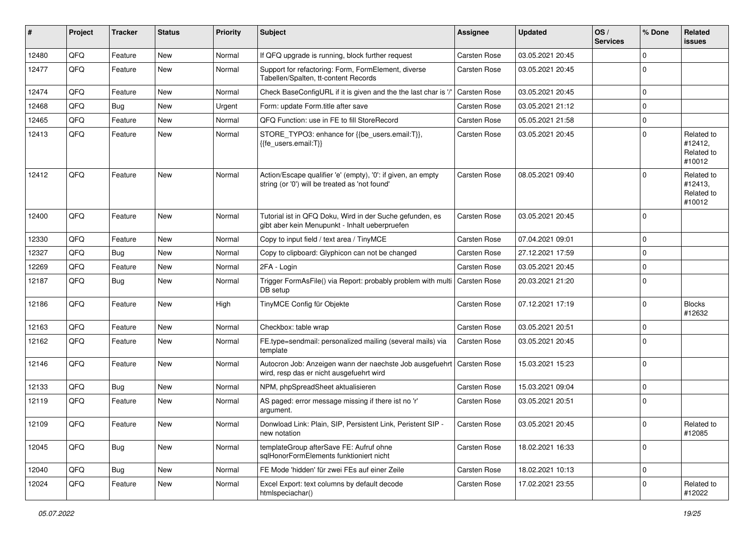| # | Project | Tracker | Status | Priority | Subject | Assignee | Updated | OS / Services | % Done | Related issues |
|---|---|---|---|---|---|---|---|---|---|---|
| 12480 | QFQ | Feature | New | Normal | If QFQ upgrade is running, block further request | Carsten Rose | 03.05.2021 20:45 | | 0 | |
| 12477 | QFQ | Feature | New | Normal | Support for refactoring: Form, FormElement, diverse Tabellen/Spalten, tt-content Records | Carsten Rose | 03.05.2021 20:45 | | 0 | |
| 12474 | QFQ | Feature | New | Normal | Check BaseConfigURL if it is given and the the last char is '/' | Carsten Rose | 03.05.2021 20:45 | | 0 | |
| 12468 | QFQ | Bug | New | Urgent | Form: update Form.title after save | Carsten Rose | 03.05.2021 21:12 | | 0 | |
| 12465 | QFQ | Feature | New | Normal | QFQ Function: use in FE to fill StoreRecord | Carsten Rose | 05.05.2021 21:58 | | 0 | |
| 12413 | QFQ | Feature | New | Normal | STORE_TYPO3: enhance for {{be_users.email:T}}, {{fe_users.email:T}} | Carsten Rose | 03.05.2021 20:45 | | 0 | Related to #12412, Related to #10012 |
| 12412 | QFQ | Feature | New | Normal | Action/Escape qualifier 'e' (empty), '0': if given, an empty string (or '0') will be treated as 'not found' | Carsten Rose | 08.05.2021 09:40 | | 0 | Related to #12413, Related to #10012 |
| 12400 | QFQ | Feature | New | Normal | Tutorial ist in QFQ Doku, Wird in der Suche gefunden, es gibt aber kein Menupunkt - Inhalt ueberpruefen | Carsten Rose | 03.05.2021 20:45 | | 0 | |
| 12330 | QFQ | Feature | New | Normal | Copy to input field / text area / TinyMCE | Carsten Rose | 07.04.2021 09:01 | | 0 | |
| 12327 | QFQ | Bug | New | Normal | Copy to clipboard: Glyphicon can not be changed | Carsten Rose | 27.12.2021 17:59 | | 0 | |
| 12269 | QFQ | Feature | New | Normal | 2FA - Login | Carsten Rose | 03.05.2021 20:45 | | 0 | |
| 12187 | QFQ | Bug | New | Normal | Trigger FormAsFile() via Report: probably problem with multi DB setup | Carsten Rose | 20.03.2021 21:20 | | 0 | |
| 12186 | QFQ | Feature | New | High | TinyMCE Config für Objekte | Carsten Rose | 07.12.2021 17:19 | | 0 | Blocks #12632 |
| 12163 | QFQ | Feature | New | Normal | Checkbox: table wrap | Carsten Rose | 03.05.2021 20:51 | | 0 | |
| 12162 | QFQ | Feature | New | Normal | FE.type=sendmail: personalized mailing (several mails) via template | Carsten Rose | 03.05.2021 20:45 | | 0 | |
| 12146 | QFQ | Feature | New | Normal | Autocron Job: Anzeigen wann der naechste Job ausgefuehrt wird, resp das er nicht ausgefuehrt wird | Carsten Rose | 15.03.2021 15:23 | | 0 | |
| 12133 | QFQ | Bug | New | Normal | NPM, phpSpreadSheet aktualisieren | Carsten Rose | 15.03.2021 09:04 | | 0 | |
| 12119 | QFQ | Feature | New | Normal | AS paged: error message missing if there ist no 'r' argument. | Carsten Rose | 03.05.2021 20:51 | | 0 | |
| 12109 | QFQ | Feature | New | Normal | Donwload Link: Plain, SIP, Persistent Link, Peristent SIP - new notation | Carsten Rose | 03.05.2021 20:45 | | 0 | Related to #12085 |
| 12045 | QFQ | Bug | New | Normal | templateGroup afterSave FE: Aufruf ohne sqlHonorFormElements funktioniert nicht | Carsten Rose | 18.02.2021 16:33 | | 0 | |
| 12040 | QFQ | Bug | New | Normal | FE Mode 'hidden' für zwei FEs auf einer Zeile | Carsten Rose | 18.02.2021 10:13 | | 0 | |
| 12024 | QFQ | Feature | New | Normal | Excel Export: text columns by default decode htmlspeciachar() | Carsten Rose | 17.02.2021 23:55 | | 0 | Related to #12022 |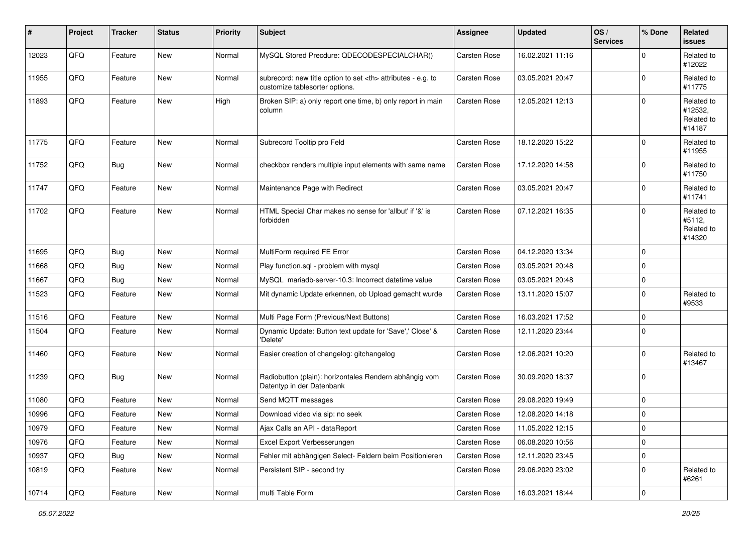| # | Project | Tracker | Status | Priority | Subject | Assignee | Updated | OS / Services | % Done | Related issues |
|---|---|---|---|---|---|---|---|---|---|---|
| 12023 | QFQ | Feature | New | Normal | MySQL Stored Precdure: QDECODESPECIALCHAR() | Carsten Rose | 16.02.2021 11:16 | | 0 | Related to #12022 |
| 11955 | QFQ | Feature | New | Normal | subrecord: new title option to set <th> attributes - e.g. to customize tablesorter options. | Carsten Rose | 03.05.2021 20:47 | | 0 | Related to #11775 |
| 11893 | QFQ | Feature | New | High | Broken SIP: a) only report one time, b) only report in main column | Carsten Rose | 12.05.2021 12:13 | | 0 | Related to #12532, Related to #14187 |
| 11775 | QFQ | Feature | New | Normal | Subrecord Tooltip pro Feld | Carsten Rose | 18.12.2020 15:22 | | 0 | Related to #11955 |
| 11752 | QFQ | Bug | New | Normal | checkbox renders multiple input elements with same name | Carsten Rose | 17.12.2020 14:58 | | 0 | Related to #11750 |
| 11747 | QFQ | Feature | New | Normal | Maintenance Page with Redirect | Carsten Rose | 03.05.2021 20:47 | | 0 | Related to #11741 |
| 11702 | QFQ | Feature | New | Normal | HTML Special Char makes no sense for 'allbut' if '&' is forbidden | Carsten Rose | 07.12.2021 16:35 | | 0 | Related to #5112, Related to #14320 |
| 11695 | QFQ | Bug | New | Normal | MultiForm required FE Error | Carsten Rose | 04.12.2020 13:34 | | 0 | |
| 11668 | QFQ | Bug | New | Normal | Play function.sql - problem with mysql | Carsten Rose | 03.05.2021 20:48 | | 0 | |
| 11667 | QFQ | Bug | New | Normal | MySQL mariadb-server-10.3: Incorrect datetime value | Carsten Rose | 03.05.2021 20:48 | | 0 | |
| 11523 | QFQ | Feature | New | Normal | Mit dynamic Update erkennen, ob Upload gemacht wurde | Carsten Rose | 13.11.2020 15:07 | | 0 | Related to #9533 |
| 11516 | QFQ | Feature | New | Normal | Multi Page Form (Previous/Next Buttons) | Carsten Rose | 16.03.2021 17:52 | | 0 | |
| 11504 | QFQ | Feature | New | Normal | Dynamic Update: Button text update for 'Save',' Close' & 'Delete' | Carsten Rose | 12.11.2020 23:44 | | 0 | |
| 11460 | QFQ | Feature | New | Normal | Easier creation of changelog: gitchangelog | Carsten Rose | 12.06.2021 10:20 | | 0 | Related to #13467 |
| 11239 | QFQ | Bug | New | Normal | Radiobutton (plain): horizontales Rendern abhängig vom Datentyp in der Datenbank | Carsten Rose | 30.09.2020 18:37 | | 0 | |
| 11080 | QFQ | Feature | New | Normal | Send MQTT messages | Carsten Rose | 29.08.2020 19:49 | | 0 | |
| 10996 | QFQ | Feature | New | Normal | Download video via sip: no seek | Carsten Rose | 12.08.2020 14:18 | | 0 | |
| 10979 | QFQ | Feature | New | Normal | Ajax Calls an API - dataReport | Carsten Rose | 11.05.2022 12:15 | | 0 | |
| 10976 | QFQ | Feature | New | Normal | Excel Export Verbesserungen | Carsten Rose | 06.08.2020 10:56 | | 0 | |
| 10937 | QFQ | Bug | New | Normal | Fehler mit abhängigen Select- Feldern beim Positionieren | Carsten Rose | 12.11.2020 23:45 | | 0 | |
| 10819 | QFQ | Feature | New | Normal | Persistent SIP - second try | Carsten Rose | 29.06.2020 23:02 | | 0 | Related to #6261 |
| 10714 | QFQ | Feature | New | Normal | multi Table Form | Carsten Rose | 16.03.2021 18:44 | | 0 | |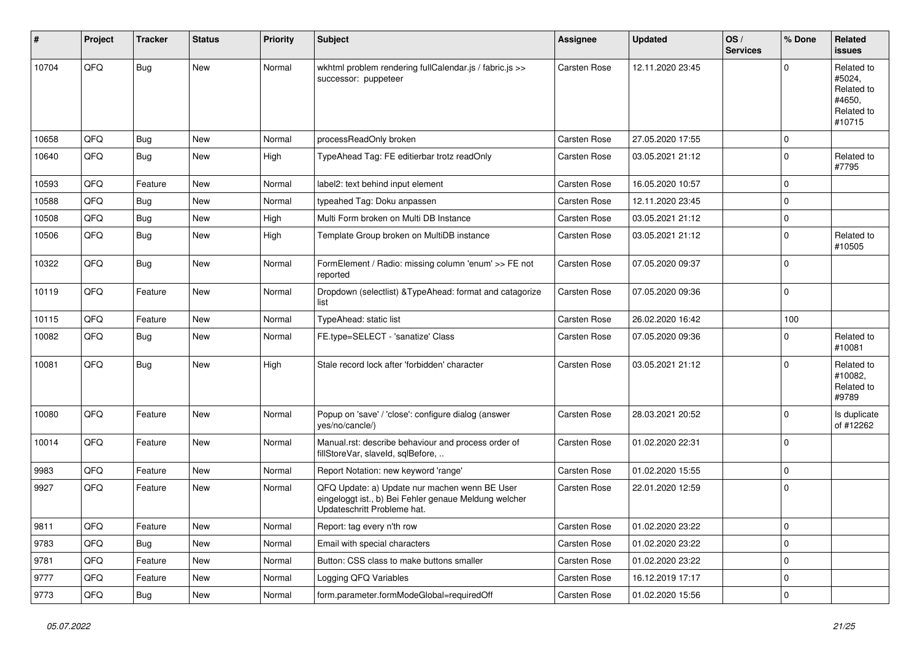| # | Project | Tracker | Status | Priority | Subject | Assignee | Updated | OS / Services | % Done | Related issues |
|---|---|---|---|---|---|---|---|---|---|---|
| 10704 | QFQ | Bug | New | Normal | wkhtml problem rendering fullCalendar.js / fabric.js >> successor: puppeteer | Carsten Rose | 12.11.2020 23:45 | | 0 | Related to #5024, Related to #4650, Related to #10715 |
| 10658 | QFQ | Bug | New | Normal | processReadOnly broken | Carsten Rose | 27.05.2020 17:55 | | 0 | |
| 10640 | QFQ | Bug | New | High | TypeAhead Tag: FE editierbar trotz readOnly | Carsten Rose | 03.05.2021 21:12 | | 0 | Related to #7795 |
| 10593 | QFQ | Feature | New | Normal | label2: text behind input element | Carsten Rose | 16.05.2020 10:57 | | 0 | |
| 10588 | QFQ | Bug | New | Normal | typeahed Tag: Doku anpassen | Carsten Rose | 12.11.2020 23:45 | | 0 | |
| 10508 | QFQ | Bug | New | High | Multi Form broken on Multi DB Instance | Carsten Rose | 03.05.2021 21:12 | | 0 | |
| 10506 | QFQ | Bug | New | High | Template Group broken on MultiDB instance | Carsten Rose | 03.05.2021 21:12 | | 0 | Related to #10505 |
| 10322 | QFQ | Bug | New | Normal | FormElement / Radio: missing column 'enum' >> FE not reported | Carsten Rose | 07.05.2020 09:37 | | 0 | |
| 10119 | QFQ | Feature | New | Normal | Dropdown (selectlist) &TypeAhead: format and catagorize list | Carsten Rose | 07.05.2020 09:36 | | 0 | |
| 10115 | QFQ | Feature | New | Normal | TypeAhead: static list | Carsten Rose | 26.02.2020 16:42 | | 100 | |
| 10082 | QFQ | Bug | New | Normal | FE.type=SELECT - 'sanatize' Class | Carsten Rose | 07.05.2020 09:36 | | 0 | Related to #10081 |
| 10081 | QFQ | Bug | New | High | Stale record lock after 'forbidden' character | Carsten Rose | 03.05.2021 21:12 | | 0 | Related to #10082, Related to #9789 |
| 10080 | QFQ | Feature | New | Normal | Popup on 'save' / 'close': configure dialog (answer yes/no/cancle/) | Carsten Rose | 28.03.2021 20:52 | | 0 | Is duplicate of #12262 |
| 10014 | QFQ | Feature | New | Normal | Manual.rst: describe behaviour and process order of fillStoreVar, slaveId, sqlBefore, .. | Carsten Rose | 01.02.2020 22:31 | | 0 | |
| 9983 | QFQ | Feature | New | Normal | Report Notation: new keyword 'range' | Carsten Rose | 01.02.2020 15:55 | | 0 | |
| 9927 | QFQ | Feature | New | Normal | QFQ Update: a) Update nur machen wenn BE User eingeloggt ist., b) Bei Fehler genaue Meldung welcher Updateschritt Probleme hat. | Carsten Rose | 22.01.2020 12:59 | | 0 | |
| 9811 | QFQ | Feature | New | Normal | Report: tag every n'th row | Carsten Rose | 01.02.2020 23:22 | | 0 | |
| 9783 | QFQ | Bug | New | Normal | Email with special characters | Carsten Rose | 01.02.2020 23:22 | | 0 | |
| 9781 | QFQ | Feature | New | Normal | Button: CSS class to make buttons smaller | Carsten Rose | 01.02.2020 23:22 | | 0 | |
| 9777 | QFQ | Feature | New | Normal | Logging QFQ Variables | Carsten Rose | 16.12.2019 17:17 | | 0 | |
| 9773 | QFQ | Bug | New | Normal | form.parameter.formModeGlobal=requiredOff | Carsten Rose | 01.02.2020 15:56 | | 0 | |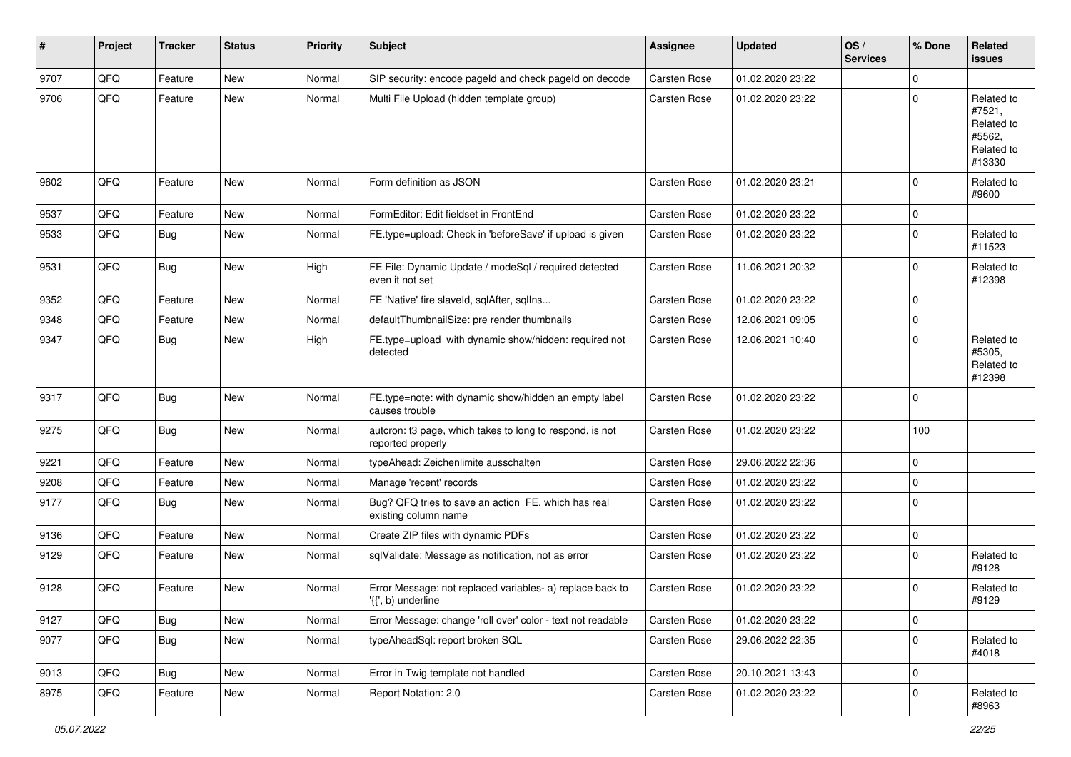| # | Project | Tracker | Status | Priority | Subject | Assignee | Updated | OS / Services | % Done | Related issues |
|---|---|---|---|---|---|---|---|---|---|---|
| 9707 | QFQ | Feature | New | Normal | SIP security: encode pageId and check pageId on decode | Carsten Rose | 01.02.2020 23:22 | | 0 | |
| 9706 | QFQ | Feature | New | Normal | Multi File Upload (hidden template group) | Carsten Rose | 01.02.2020 23:22 | | 0 | Related to #7521, Related to #5562, Related to #13330 |
| 9602 | QFQ | Feature | New | Normal | Form definition as JSON | Carsten Rose | 01.02.2020 23:21 | | 0 | Related to #9600 |
| 9537 | QFQ | Feature | New | Normal | FormEditor: Edit fieldset in FrontEnd | Carsten Rose | 01.02.2020 23:22 | | 0 | |
| 9533 | QFQ | Bug | New | Normal | FE.type=upload: Check in 'beforeSave' if upload is given | Carsten Rose | 01.02.2020 23:22 | | 0 | Related to #11523 |
| 9531 | QFQ | Bug | New | High | FE File: Dynamic Update / modeSql / required detected even it not set | Carsten Rose | 11.06.2021 20:32 | | 0 | Related to #12398 |
| 9352 | QFQ | Feature | New | Normal | FE 'Native' fire slaveId, sqlAfter, sqlIns... | Carsten Rose | 01.02.2020 23:22 | | 0 | |
| 9348 | QFQ | Feature | New | Normal | defaultThumbnailSize: pre render thumbnails | Carsten Rose | 12.06.2021 09:05 | | 0 | |
| 9347 | QFQ | Bug | New | High | FE.type=upload with dynamic show/hidden: required not detected | Carsten Rose | 12.06.2021 10:40 | | 0 | Related to #5305, Related to #12398 |
| 9317 | QFQ | Bug | New | Normal | FE.type=note: with dynamic show/hidden an empty label causes trouble | Carsten Rose | 01.02.2020 23:22 | | 0 | |
| 9275 | QFQ | Bug | New | Normal | autcron: t3 page, which takes to long to respond, is not reported properly | Carsten Rose | 01.02.2020 23:22 | | 100 | |
| 9221 | QFQ | Feature | New | Normal | typeAhead: Zeichenlimite ausschalten | Carsten Rose | 29.06.2022 22:36 | | 0 | |
| 9208 | QFQ | Feature | New | Normal | Manage 'recent' records | Carsten Rose | 01.02.2020 23:22 | | 0 | |
| 9177 | QFQ | Bug | New | Normal | Bug? QFQ tries to save an action FE, which has real existing column name | Carsten Rose | 01.02.2020 23:22 | | 0 | |
| 9136 | QFQ | Feature | New | Normal | Create ZIP files with dynamic PDFs | Carsten Rose | 01.02.2020 23:22 | | 0 | |
| 9129 | QFQ | Feature | New | Normal | sqlValidate: Message as notification, not as error | Carsten Rose | 01.02.2020 23:22 | | 0 | Related to #9128 |
| 9128 | QFQ | Feature | New | Normal | Error Message: not replaced variables- a) replace back to '{{', b) underline | Carsten Rose | 01.02.2020 23:22 | | 0 | Related to #9129 |
| 9127 | QFQ | Bug | New | Normal | Error Message: change 'roll over' color - text not readable | Carsten Rose | 01.02.2020 23:22 | | 0 | |
| 9077 | QFQ | Bug | New | Normal | typeAheadSql: report broken SQL | Carsten Rose | 29.06.2022 22:35 | | 0 | Related to #4018 |
| 9013 | QFQ | Bug | New | Normal | Error in Twig template not handled | Carsten Rose | 20.10.2021 13:43 | | 0 | |
| 8975 | QFQ | Feature | New | Normal | Report Notation: 2.0 | Carsten Rose | 01.02.2020 23:22 | | 0 | Related to #8963 |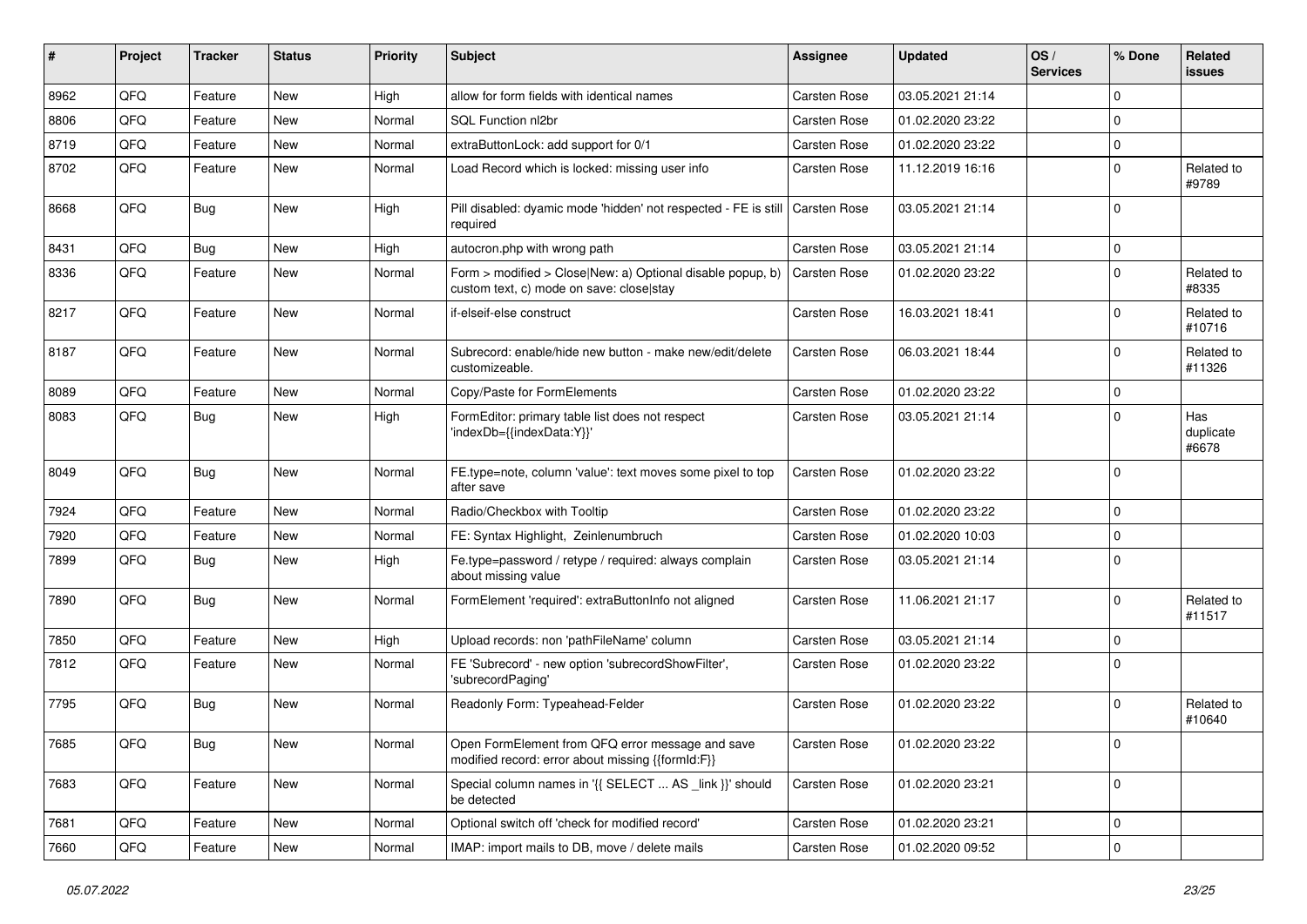| # | Project | Tracker | Status | Priority | Subject | Assignee | Updated | OS / Services | % Done | Related issues |
|---|---|---|---|---|---|---|---|---|---|---|
| 8962 | QFQ | Feature | New | High | allow for form fields with identical names | Carsten Rose | 03.05.2021 21:14 | | 0 | |
| 8806 | QFQ | Feature | New | Normal | SQL Function nl2br | Carsten Rose | 01.02.2020 23:22 | | 0 | |
| 8719 | QFQ | Feature | New | Normal | extraButtonLock: add support for 0/1 | Carsten Rose | 01.02.2020 23:22 | | 0 | |
| 8702 | QFQ | Feature | New | Normal | Load Record which is locked: missing user info | Carsten Rose | 11.12.2019 16:16 | | 0 | Related to #9789 |
| 8668 | QFQ | Bug | New | High | Pill disabled: dyamic mode 'hidden' not respected - FE is still required | Carsten Rose | 03.05.2021 21:14 | | 0 | |
| 8431 | QFQ | Bug | New | High | autocron.php with wrong path | Carsten Rose | 03.05.2021 21:14 | | 0 | |
| 8336 | QFQ | Feature | New | Normal | Form > modified > Close\|New: a) Optional disable popup, b) custom text, c) mode on save: close\|stay | Carsten Rose | 01.02.2020 23:22 | | 0 | Related to #8335 |
| 8217 | QFQ | Feature | New | Normal | if-elseif-else construct | Carsten Rose | 16.03.2021 18:41 | | 0 | Related to #10716 |
| 8187 | QFQ | Feature | New | Normal | Subrecord: enable/hide new button - make new/edit/delete customizeable. | Carsten Rose | 06.03.2021 18:44 | | 0 | Related to #11326 |
| 8089 | QFQ | Feature | New | Normal | Copy/Paste for FormElements | Carsten Rose | 01.02.2020 23:22 | | 0 | |
| 8083 | QFQ | Bug | New | High | FormEditor: primary table list does not respect 'indexDb={{indexData:Y}}' | Carsten Rose | 03.05.2021 21:14 | | 0 | Has duplicate #6678 |
| 8049 | QFQ | Bug | New | Normal | FE.type=note, column 'value': text moves some pixel to top after save | Carsten Rose | 01.02.2020 23:22 | | 0 | |
| 7924 | QFQ | Feature | New | Normal | Radio/Checkbox with Tooltip | Carsten Rose | 01.02.2020 23:22 | | 0 | |
| 7920 | QFQ | Feature | New | Normal | FE: Syntax Highlight, Zeinlenumbruch | Carsten Rose | 01.02.2020 10:03 | | 0 | |
| 7899 | QFQ | Bug | New | High | Fe.type=password / retype / required: always complain about missing value | Carsten Rose | 03.05.2021 21:14 | | 0 | |
| 7890 | QFQ | Bug | New | Normal | FormElement 'required': extraButtonInfo not aligned | Carsten Rose | 11.06.2021 21:17 | | 0 | Related to #11517 |
| 7850 | QFQ | Feature | New | High | Upload records: non 'pathFileName' column | Carsten Rose | 03.05.2021 21:14 | | 0 | |
| 7812 | QFQ | Feature | New | Normal | FE 'Subrecord' - new option 'subrecordShowFilter', 'subrecordPaging' | Carsten Rose | 01.02.2020 23:22 | | 0 | |
| 7795 | QFQ | Bug | New | Normal | Readonly Form: Typeahead-Felder | Carsten Rose | 01.02.2020 23:22 | | 0 | Related to #10640 |
| 7685 | QFQ | Bug | New | Normal | Open FormElement from QFQ error message and save modified record: error about missing {{formId:F}} | Carsten Rose | 01.02.2020 23:22 | | 0 | |
| 7683 | QFQ | Feature | New | Normal | Special column names in '{{ SELECT ... AS _link }}' should be detected | Carsten Rose | 01.02.2020 23:21 | | 0 | |
| 7681 | QFQ | Feature | New | Normal | Optional switch off 'check for modified record' | Carsten Rose | 01.02.2020 23:21 | | 0 | |
| 7660 | QFQ | Feature | New | Normal | IMAP: import mails to DB, move / delete mails | Carsten Rose | 01.02.2020 09:52 | | 0 | |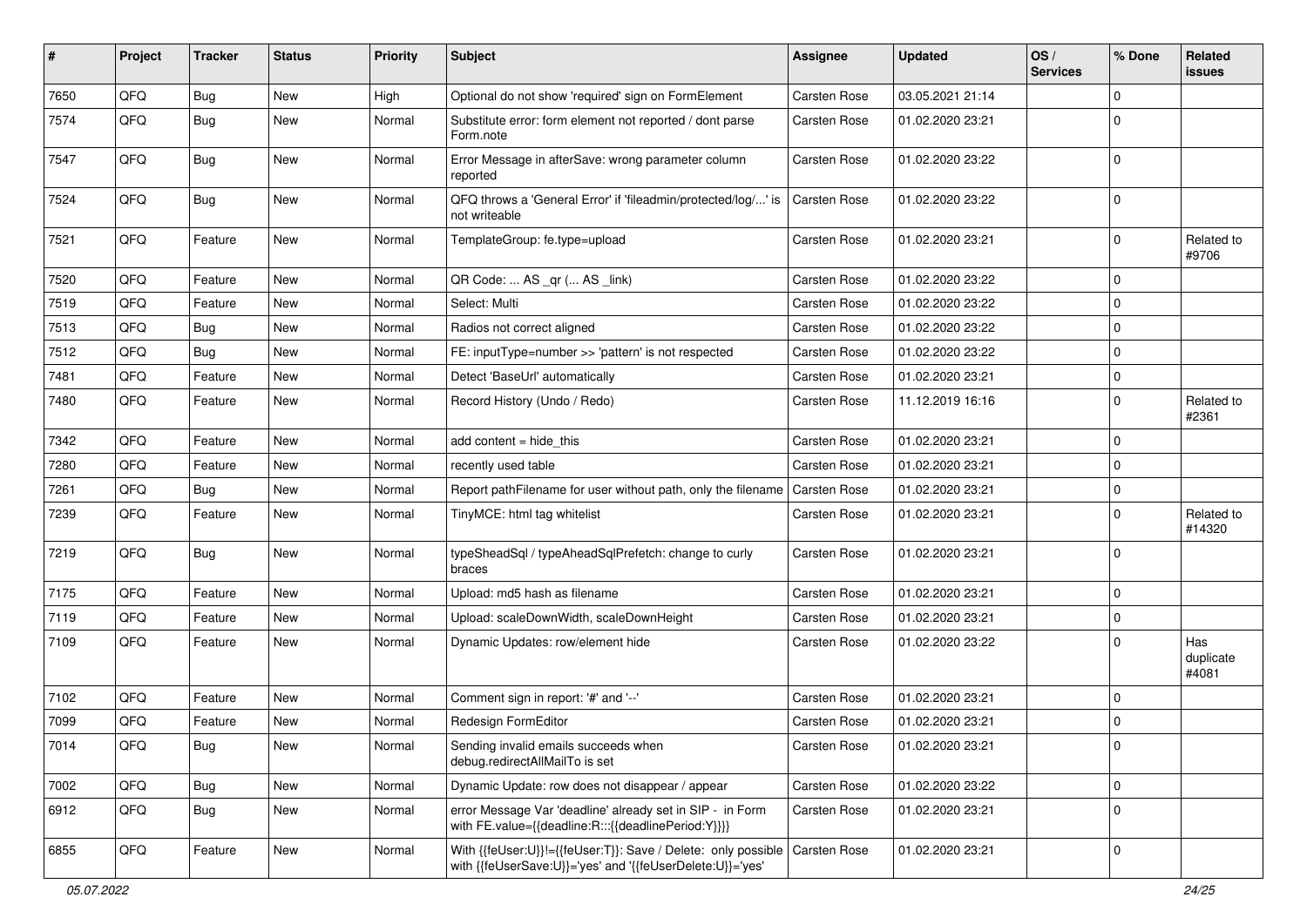| # | Project | Tracker | Status | Priority | Subject | Assignee | Updated | OS / Services | % Done | Related issues |
|---|---|---|---|---|---|---|---|---|---|---|
| 7650 | QFQ | Bug | New | High | Optional do not show 'required' sign on FormElement | Carsten Rose | 03.05.2021 21:14 | | 0 | |
| 7574 | QFQ | Bug | New | Normal | Substitute error: form element not reported / dont parse Form.note | Carsten Rose | 01.02.2020 23:21 | | 0 | |
| 7547 | QFQ | Bug | New | Normal | Error Message in afterSave: wrong parameter column reported | Carsten Rose | 01.02.2020 23:22 | | 0 | |
| 7524 | QFQ | Bug | New | Normal | QFQ throws a 'General Error' if 'fileadmin/protected/log/...' is not writeable | Carsten Rose | 01.02.2020 23:22 | | 0 | |
| 7521 | QFQ | Feature | New | Normal | TemplateGroup: fe.type=upload | Carsten Rose | 01.02.2020 23:21 | | 0 | Related to #9706 |
| 7520 | QFQ | Feature | New | Normal | QR Code: ... AS _qr (... AS _link) | Carsten Rose | 01.02.2020 23:22 | | 0 | |
| 7519 | QFQ | Feature | New | Normal | Select: Multi | Carsten Rose | 01.02.2020 23:22 | | 0 | |
| 7513 | QFQ | Bug | New | Normal | Radios not correct aligned | Carsten Rose | 01.02.2020 23:22 | | 0 | |
| 7512 | QFQ | Bug | New | Normal | FE: inputType=number >> 'pattern' is not respected | Carsten Rose | 01.02.2020 23:22 | | 0 | |
| 7481 | QFQ | Feature | New | Normal | Detect 'BaseUrl' automatically | Carsten Rose | 01.02.2020 23:21 | | 0 | |
| 7480 | QFQ | Feature | New | Normal | Record History (Undo / Redo) | Carsten Rose | 11.12.2019 16:16 | | 0 | Related to #2361 |
| 7342 | QFQ | Feature | New | Normal | add content = hide_this | Carsten Rose | 01.02.2020 23:21 | | 0 | |
| 7280 | QFQ | Feature | New | Normal | recently used table | Carsten Rose | 01.02.2020 23:21 | | 0 | |
| 7261 | QFQ | Bug | New | Normal | Report pathFilename for user without path, only the filename | Carsten Rose | 01.02.2020 23:21 | | 0 | |
| 7239 | QFQ | Feature | New | Normal | TinyMCE: html tag whitelist | Carsten Rose | 01.02.2020 23:21 | | 0 | Related to #14320 |
| 7219 | QFQ | Bug | New | Normal | typeSheadSql / typeAheadSqlPrefetch: change to curly braces | Carsten Rose | 01.02.2020 23:21 | | 0 | |
| 7175 | QFQ | Feature | New | Normal | Upload: md5 hash as filename | Carsten Rose | 01.02.2020 23:21 | | 0 | |
| 7119 | QFQ | Feature | New | Normal | Upload: scaleDownWidth, scaleDownHeight | Carsten Rose | 01.02.2020 23:21 | | 0 | |
| 7109 | QFQ | Feature | New | Normal | Dynamic Updates: row/element hide | Carsten Rose | 01.02.2020 23:22 | | 0 | Has duplicate #4081 |
| 7102 | QFQ | Feature | New | Normal | Comment sign in report: '#' and '--' | Carsten Rose | 01.02.2020 23:21 | | 0 | |
| 7099 | QFQ | Feature | New | Normal | Redesign FormEditor | Carsten Rose | 01.02.2020 23:21 | | 0 | |
| 7014 | QFQ | Bug | New | Normal | Sending invalid emails succeeds when debug.redirectAllMailTo is set | Carsten Rose | 01.02.2020 23:21 | | 0 | |
| 7002 | QFQ | Bug | New | Normal | Dynamic Update: row does not disappear / appear | Carsten Rose | 01.02.2020 23:22 | | 0 | |
| 6912 | QFQ | Bug | New | Normal | error Message Var 'deadline' already set in SIP - in Form with FE.value={{deadline:R:::{{deadlinePeriod:Y}}}} | Carsten Rose | 01.02.2020 23:21 | | 0 | |
| 6855 | QFQ | Feature | New | Normal | With {{feUser:U}}!={{feUser:T}}: Save / Delete: only possible with {{feUserSave:U}}='yes' and '{{feUserDelete:U}}='yes' | Carsten Rose | 01.02.2020 23:21 | | 0 | |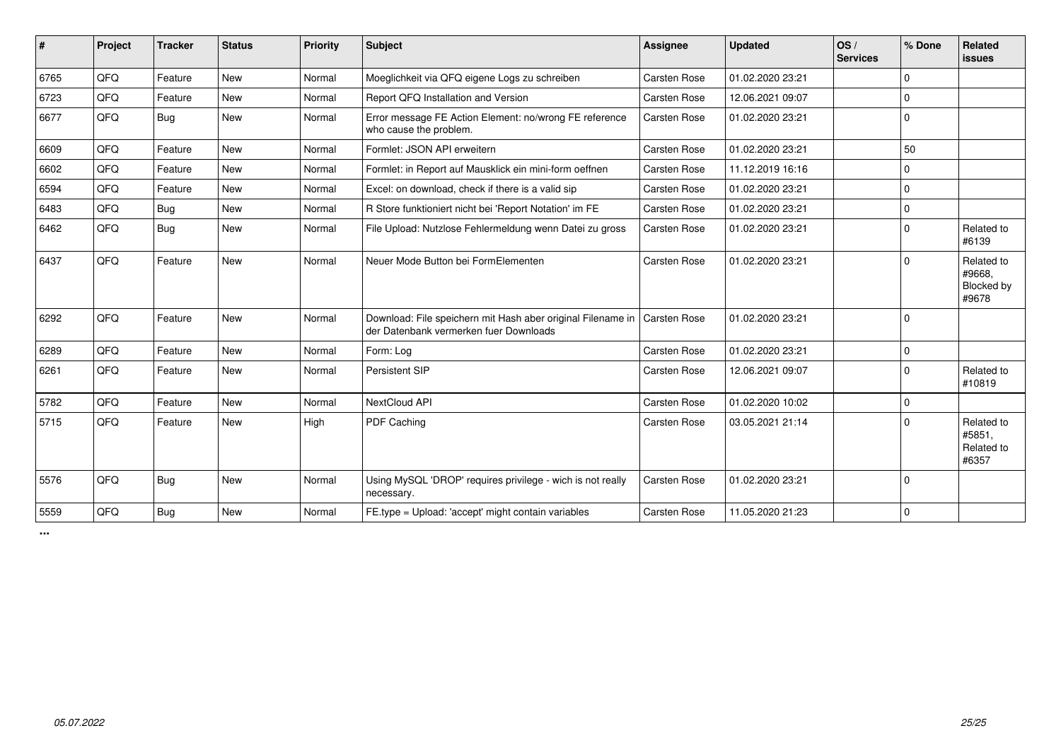| # | Project | Tracker | Status | Priority | Subject | Assignee | Updated | OS / Services | % Done | Related issues |
|---|---|---|---|---|---|---|---|---|---|---|
| 6765 | QFQ | Feature | New | Normal | Moeglichkeit via QFQ eigene Logs zu schreiben | Carsten Rose | 01.02.2020 23:21 | | 0 | |
| 6723 | QFQ | Feature | New | Normal | Report QFQ Installation and Version | Carsten Rose | 12.06.2021 09:07 | | 0 | |
| 6677 | QFQ | Bug | New | Normal | Error message FE Action Element: no/wrong FE reference who cause the problem. | Carsten Rose | 01.02.2020 23:21 | | 0 | |
| 6609 | QFQ | Feature | New | Normal | Formlet: JSON API erweitern | Carsten Rose | 01.02.2020 23:21 | | 50 | |
| 6602 | QFQ | Feature | New | Normal | Formlet: in Report auf Mausklick ein mini-form oeffnen | Carsten Rose | 11.12.2019 16:16 | | 0 | |
| 6594 | QFQ | Feature | New | Normal | Excel: on download, check if there is a valid sip | Carsten Rose | 01.02.2020 23:21 | | 0 | |
| 6483 | QFQ | Bug | New | Normal | R Store funktioniert nicht bei 'Report Notation' im FE | Carsten Rose | 01.02.2020 23:21 | | 0 | |
| 6462 | QFQ | Bug | New | Normal | File Upload: Nutzlose Fehlermeldung wenn Datei zu gross | Carsten Rose | 01.02.2020 23:21 | | 0 | Related to #6139 |
| 6437 | QFQ | Feature | New | Normal | Neuer Mode Button bei FormElementen | Carsten Rose | 01.02.2020 23:21 | | 0 | Related to #9668, Blocked by #9678 |
| 6292 | QFQ | Feature | New | Normal | Download: File speichern mit Hash aber original Filename in der Datenbank vermerken fuer Downloads | Carsten Rose | 01.02.2020 23:21 | | 0 | |
| 6289 | QFQ | Feature | New | Normal | Form: Log | Carsten Rose | 01.02.2020 23:21 | | 0 | |
| 6261 | QFQ | Feature | New | Normal | Persistent SIP | Carsten Rose | 12.06.2021 09:07 | | 0 | Related to #10819 |
| 5782 | QFQ | Feature | New | Normal | NextCloud API | Carsten Rose | 01.02.2020 10:02 | | 0 | |
| 5715 | QFQ | Feature | New | High | PDF Caching | Carsten Rose | 03.05.2021 21:14 | | 0 | Related to #5851, Related to #6357 |
| 5576 | QFQ | Bug | New | Normal | Using MySQL 'DROP' requires privilege - wich is not really necessary. | Carsten Rose | 01.02.2020 23:21 | | 0 | |
| 5559 | QFQ | Bug | New | Normal | FE.type = Upload: 'accept' might contain variables | Carsten Rose | 11.05.2020 21:23 | | 0 | |

...